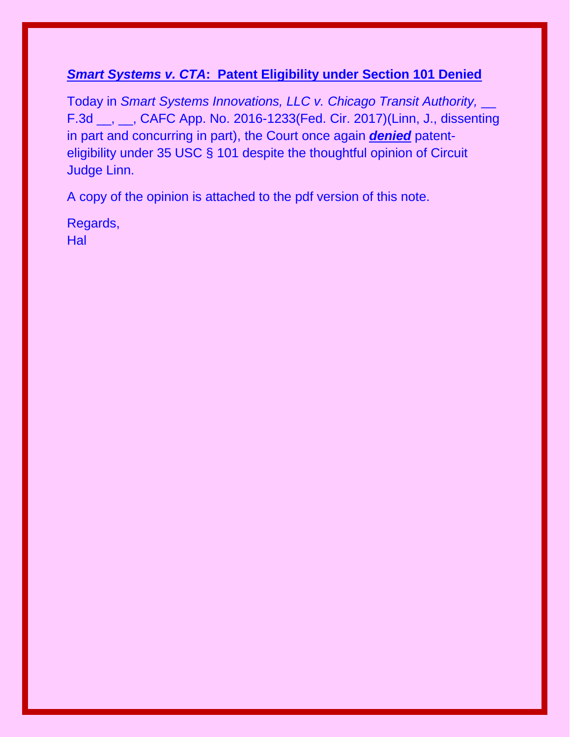## ***Smart Systems v. CTA*: Patent Eligibility under Section 101 Denied**

Today in *Smart Systems Innovations, LLC v. Chicago Transit Authority,* __ F.3d __, __, CAFC App. No. 2016-1233(Fed. Cir. 2017)(Linn, J., dissenting in part and concurring in part), the Court once again ***denied*** patent-eligibility under 35 USC § 101 despite the thoughtful opinion of Circuit Judge Linn.

A copy of the opinion is attached to the pdf version of this note.

Regards,
Hal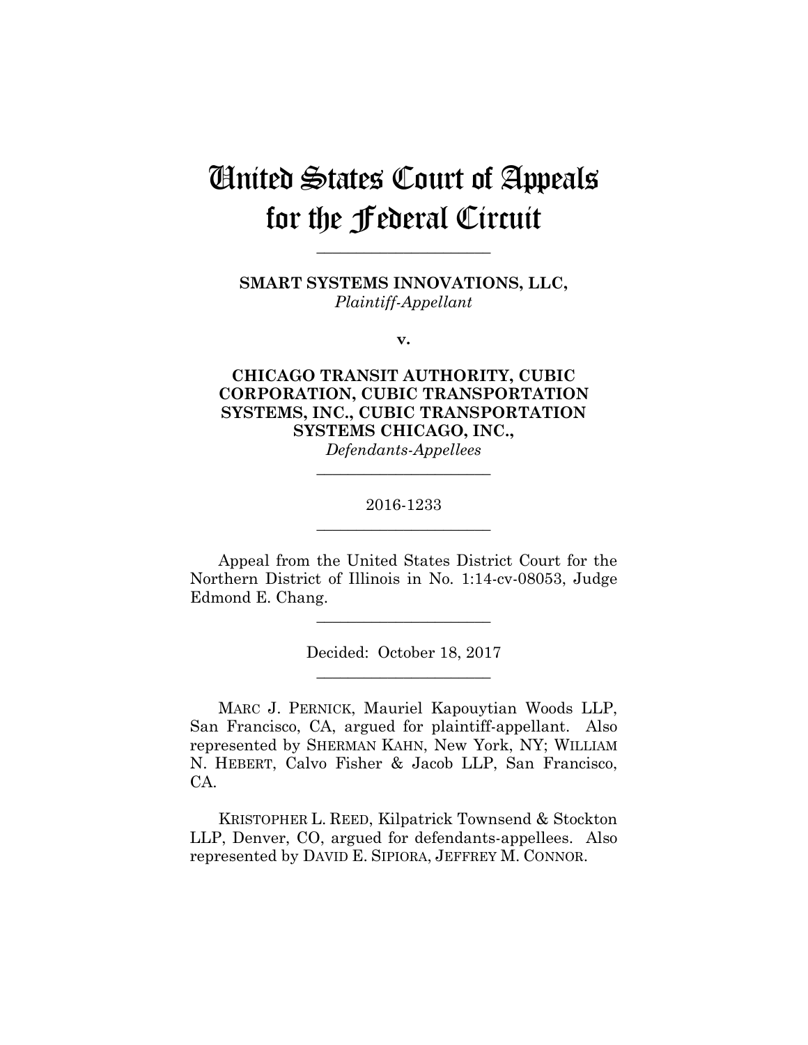# United States Court of Appeals for the Federal Circuit

______________________

**SMART SYSTEMS INNOVATIONS, LLC,**
*Plaintiff-Appellant*

**v.**

**CHICAGO TRANSIT AUTHORITY, CUBIC CORPORATION, CUBIC TRANSPORTATION SYSTEMS, INC., CUBIC TRANSPORTATION SYSTEMS CHICAGO, INC.,**
*Defendants-Appellees*

______________________

2016-1233

______________________

Appeal from the United States District Court for the Northern District of Illinois in No. 1:14-cv-08053, Judge Edmond E. Chang.

______________________

Decided: October 18, 2017

______________________

MARC J. PERNICK, Mauriel Kapouytian Woods LLP, San Francisco, CA, argued for plaintiff-appellant. Also represented by SHERMAN KAHN, New York, NY; WILLIAM N. HEBERT, Calvo Fisher & Jacob LLP, San Francisco, CA.

KRISTOPHER L. REED, Kilpatrick Townsend & Stockton LLP, Denver, CO, argued for defendants-appellees. Also represented by DAVID E. SIPIORA, JEFFREY M. CONNOR.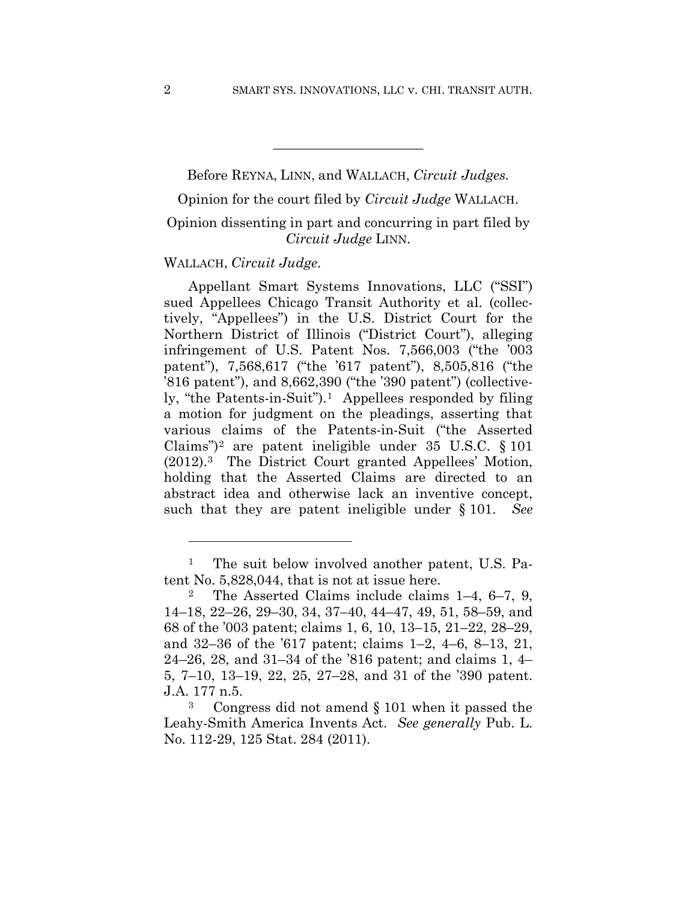Before REYNA, LINN, and WALLACH, *Circuit Judges*.

Opinion for the court filed by *Circuit Judge* WALLACH.

Opinion dissenting in part and concurring in part filed by *Circuit Judge* LINN.

WALLACH, *Circuit Judge*.

Appellant Smart Systems Innovations, LLC ("SSI") sued Appellees Chicago Transit Authority et al. (collectively, "Appellees") in the U.S. District Court for the Northern District of Illinois ("District Court"), alleging infringement of U.S. Patent Nos. 7,566,003 ("the '003 patent"), 7,568,617 ("the '617 patent"), 8,505,816 ("the '816 patent"), and 8,662,390 ("the '390 patent") (collectively, "the Patents-in-Suit").[1] Appellees responded by filing a motion for judgment on the pleadings, asserting that various claims of the Patents-in-Suit ("the Asserted Claims")[2] are patent ineligible under 35 U.S.C. § 101 (2012).[3] The District Court granted Appellees' Motion, holding that the Asserted Claims are directed to an abstract idea and otherwise lack an inventive concept, such that they are patent ineligible under § 101. *See*

---

[1] The suit below involved another patent, U.S. Patent No. 5,828,044, that is not at issue here.

[2] The Asserted Claims include claims 1–4, 6–7, 9, 14–18, 22–26, 29–30, 34, 37–40, 44–47, 49, 51, 58–59, and 68 of the '003 patent; claims 1, 6, 10, 13–15, 21–22, 28–29, and 32–36 of the '617 patent; claims 1–2, 4–6, 8–13, 21, 24–26, 28, and 31–34 of the '816 patent; and claims 1, 4–5, 7–10, 13–19, 22, 25, 27–28, and 31 of the '390 patent. J.A. 177 n.5.

[3] Congress did not amend § 101 when it passed the Leahy-Smith America Invents Act. *See generally* Pub. L. No. 112-29, 125 Stat. 284 (2011).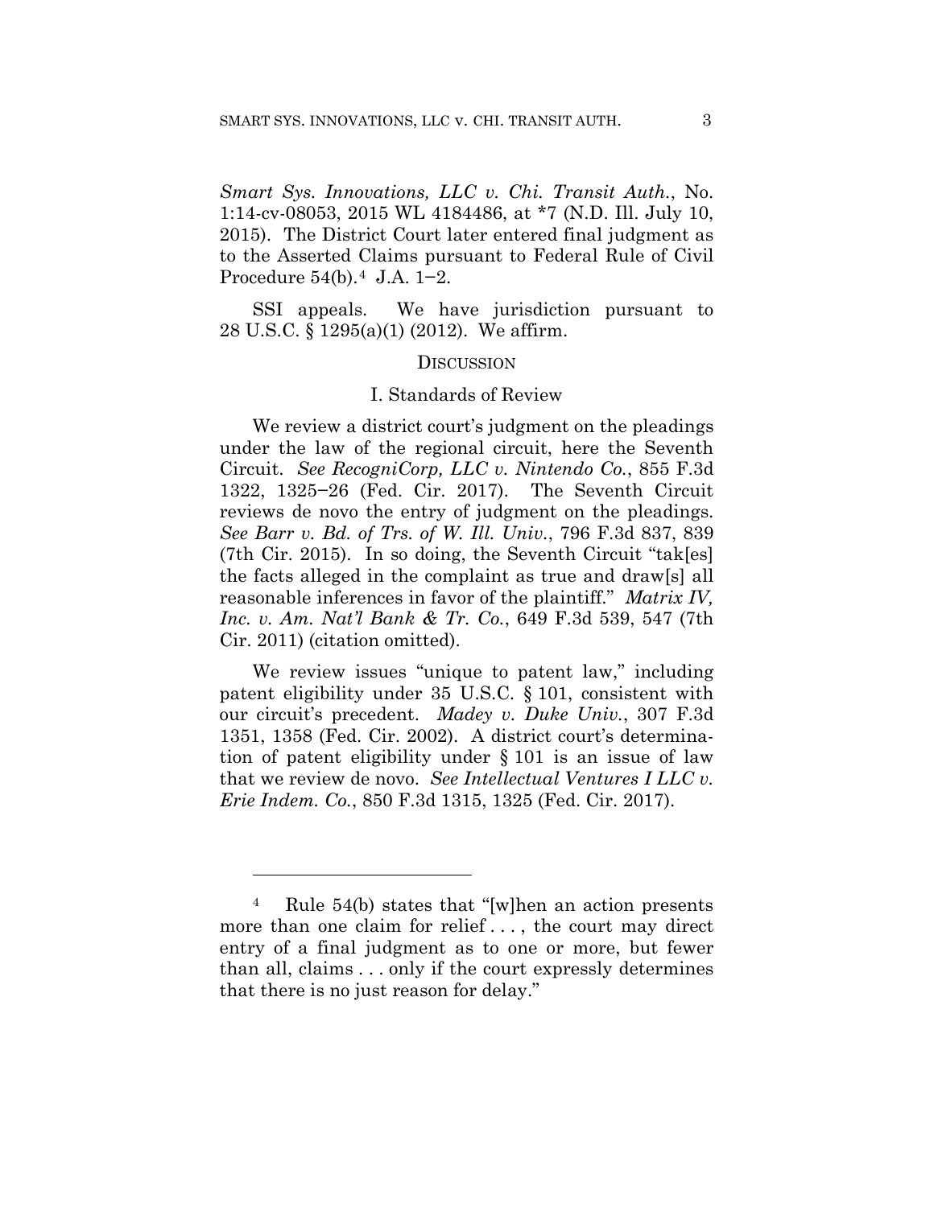*Smart Sys. Innovations, LLC v. Chi. Transit Auth.*, No. 1:14-cv-08053, 2015 WL 4184486, at *7 (N.D. Ill. July 10, 2015). The District Court later entered final judgment as to the Asserted Claims pursuant to Federal Rule of Civil Procedure 54(b).[4] J.A. 1–2.

SSI appeals. We have jurisdiction pursuant to 28 U.S.C. § 1295(a)(1) (2012). We affirm.

## DISCUSSION

### I. Standards of Review

We review a district court's judgment on the pleadings under the law of the regional circuit, here the Seventh Circuit. *See RecogniCorp, LLC v. Nintendo Co.*, 855 F.3d 1322, 1325–26 (Fed. Cir. 2017). The Seventh Circuit reviews de novo the entry of judgment on the pleadings. *See Barr v. Bd. of Trs. of W. Ill. Univ.*, 796 F.3d 837, 839 (7th Cir. 2015). In so doing, the Seventh Circuit "tak[es] the facts alleged in the complaint as true and draw[s] all reasonable inferences in favor of the plaintiff." *Matrix IV, Inc. v. Am. Nat'l Bank & Tr. Co.*, 649 F.3d 539, 547 (7th Cir. 2011) (citation omitted).

We review issues "unique to patent law," including patent eligibility under 35 U.S.C. § 101, consistent with our circuit's precedent. *Madey v. Duke Univ.*, 307 F.3d 1351, 1358 (Fed. Cir. 2002). A district court's determination of patent eligibility under § 101 is an issue of law that we review de novo. *See Intellectual Ventures I LLC v. Erie Indem. Co.*, 850 F.3d 1315, 1325 (Fed. Cir. 2017).

---

[4] Rule 54(b) states that "[w]hen an action presents more than one claim for relief . . . , the court may direct entry of a final judgment as to one or more, but fewer than all, claims . . . only if the court expressly determines that there is no just reason for delay."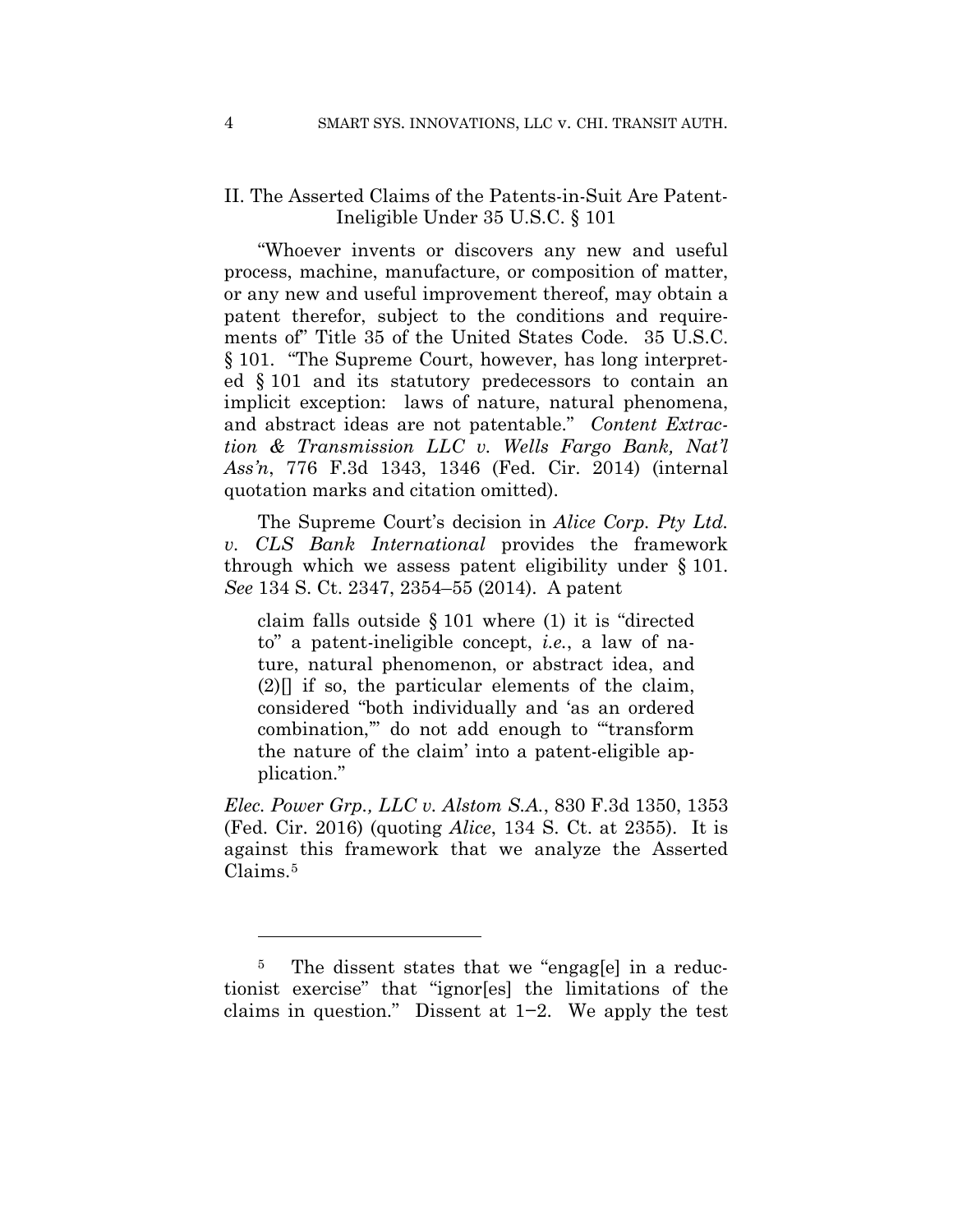## II. The Asserted Claims of the Patents-in-Suit Are Patent-Ineligible Under 35 U.S.C. § 101

"Whoever invents or discovers any new and useful process, machine, manufacture, or composition of matter, or any new and useful improvement thereof, may obtain a patent therefor, subject to the conditions and requirements of" Title 35 of the United States Code. 35 U.S.C. § 101. "The Supreme Court, however, has long interpreted § 101 and its statutory predecessors to contain an implicit exception: laws of nature, natural phenomena, and abstract ideas are not patentable." *Content Extraction & Transmission LLC v. Wells Fargo Bank, Nat'l Ass'n*, 776 F.3d 1343, 1346 (Fed. Cir. 2014) (internal quotation marks and citation omitted).

The Supreme Court's decision in *Alice Corp. Pty Ltd. v. CLS Bank International* provides the framework through which we assess patent eligibility under § 101. *See* 134 S. Ct. 2347, 2354–55 (2014). A patent

> claim falls outside § 101 where (1) it is "directed to" a patent-ineligible concept, *i.e.*, a law of nature, natural phenomenon, or abstract idea, and (2)[] if so, the particular elements of the claim, considered "both individually and 'as an ordered combination,'" do not add enough to "'transform the nature of the claim' into a patent-eligible application."

*Elec. Power Grp., LLC v. Alstom S.A.*, 830 F.3d 1350, 1353 (Fed. Cir. 2016) (quoting *Alice*, 134 S. Ct. at 2355). It is against this framework that we analyze the Asserted Claims.[5]

---

[5] The dissent states that we "engag[e] in a reductionist exercise" that "ignor[es] the limitations of the claims in question." Dissent at 1–2. We apply the test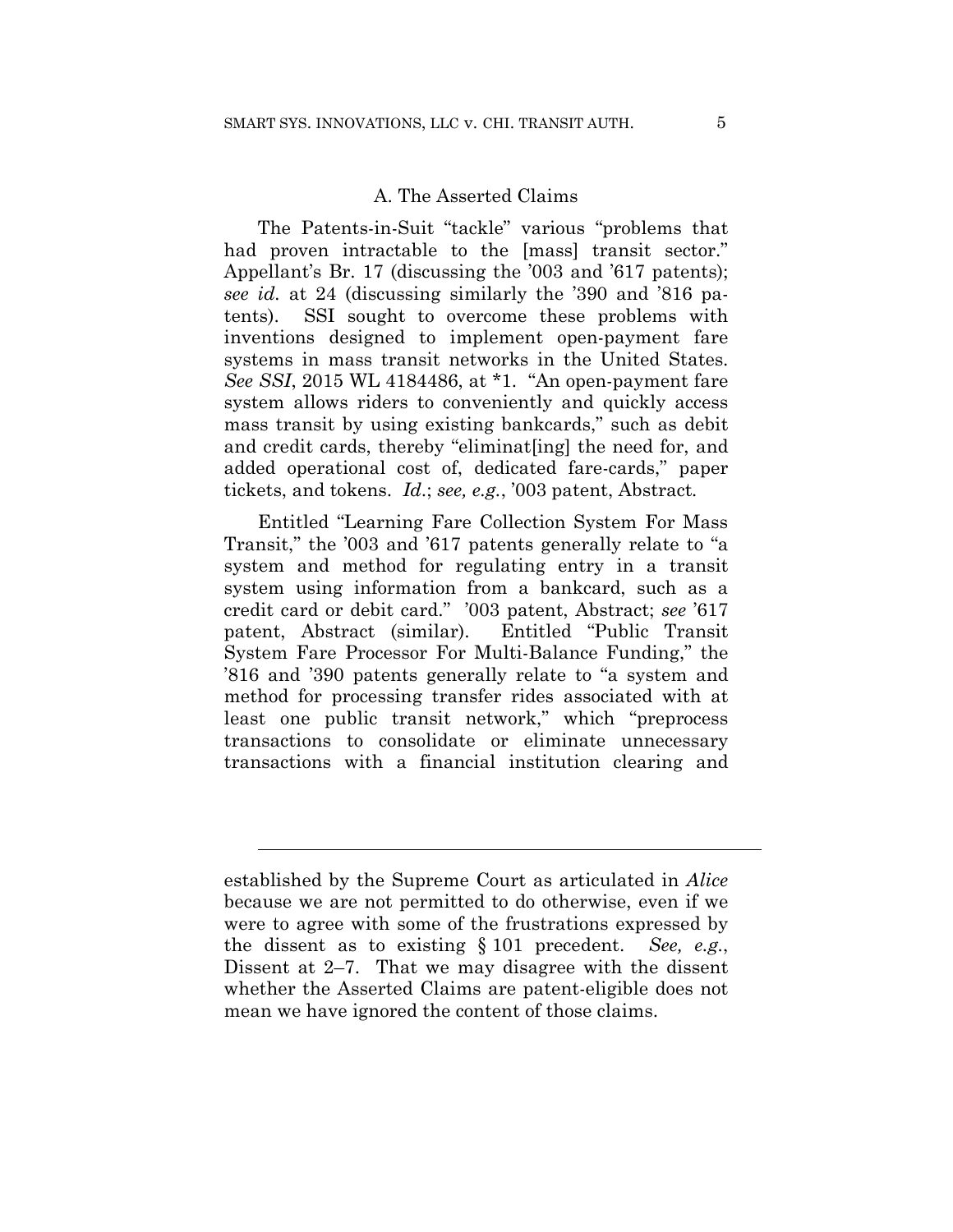### A. The Asserted Claims

The Patents-in-Suit "tackle" various "problems that had proven intractable to the [mass] transit sector." Appellant's Br. 17 (discussing the '003 and '617 patents); *see id.* at 24 (discussing similarly the '390 and '816 patents). SSI sought to overcome these problems with inventions designed to implement open-payment fare systems in mass transit networks in the United States. *See SSI*, 2015 WL 4184486, at *1. "An open-payment fare system allows riders to conveniently and quickly access mass transit by using existing bankcards," such as debit and credit cards, thereby "eliminat[ing] the need for, and added operational cost of, dedicated fare-cards," paper tickets, and tokens. *Id.*; *see, e.g.*, '003 patent, Abstract.

Entitled "Learning Fare Collection System For Mass Transit," the '003 and '617 patents generally relate to "a system and method for regulating entry in a transit system using information from a bankcard, such as a credit card or debit card." '003 patent, Abstract; *see* '617 patent, Abstract (similar). Entitled "Public Transit System Fare Processor For Multi-Balance Funding," the '816 and '390 patents generally relate to "a system and method for processing transfer rides associated with at least one public transit network," which "preprocess transactions to consolidate or eliminate unnecessary transactions with a financial institution clearing and

---

established by the Supreme Court as articulated in *Alice* because we are not permitted to do otherwise, even if we were to agree with some of the frustrations expressed by the dissent as to existing § 101 precedent. *See, e.g.*, Dissent at 2–7. That we may disagree with the dissent whether the Asserted Claims are patent-eligible does not mean we have ignored the content of those claims.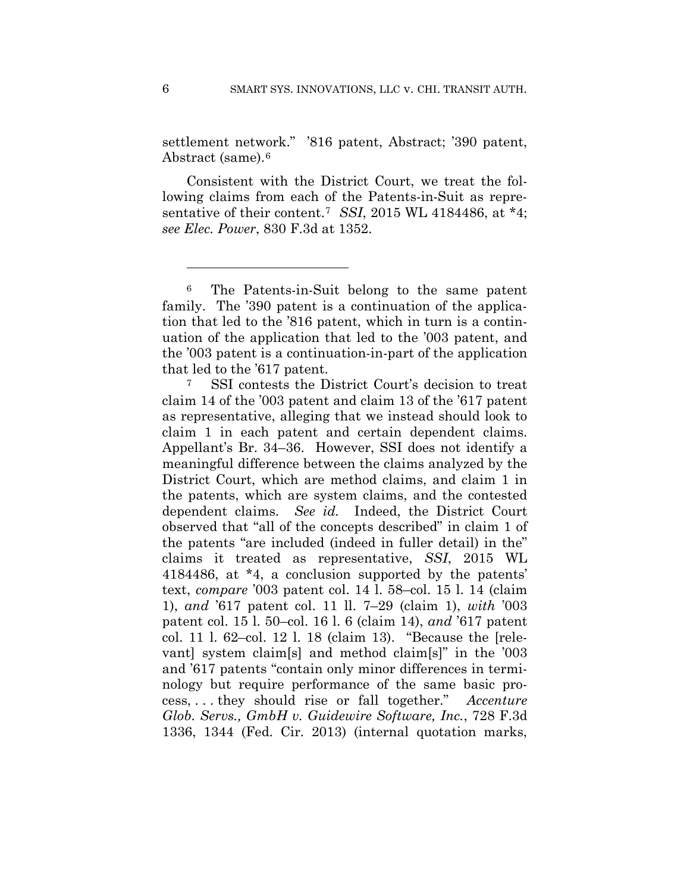settlement network." '816 patent, Abstract; '390 patent, Abstract (same).[6]

Consistent with the District Court, we treat the following claims from each of the Patents-in-Suit as representative of their content.[7] *SSI*, 2015 WL 4184486, at *4; *see Elec. Power*, 830 F.3d at 1352.

---

[6] The Patents-in-Suit belong to the same patent family. The '390 patent is a continuation of the application that led to the '816 patent, which in turn is a continuation of the application that led to the '003 patent, and the '003 patent is a continuation-in-part of the application that led to the '617 patent.

[7] SSI contests the District Court's decision to treat claim 14 of the '003 patent and claim 13 of the '617 patent as representative, alleging that we instead should look to claim 1 in each patent and certain dependent claims. Appellant's Br. 34–36. However, SSI does not identify a meaningful difference between the claims analyzed by the District Court, which are method claims, and claim 1 in the patents, which are system claims, and the contested dependent claims. *See id.* Indeed, the District Court observed that "all of the concepts described" in claim 1 of the patents "are included (indeed in fuller detail) in the" claims it treated as representative, *SSI*, 2015 WL 4184486, at *4, a conclusion supported by the patents' text, *compare* '003 patent col. 14 l. 58–col. 15 l. 14 (claim 1), *and* '617 patent col. 11 ll. 7–29 (claim 1), *with* '003 patent col. 15 l. 50–col. 16 l. 6 (claim 14), *and* '617 patent col. 11 l. 62–col. 12 l. 18 (claim 13). "Because the [relevant] system claim[s] and method claim[s]" in the '003 and '617 patents "contain only minor differences in terminology but require performance of the same basic process, . . . they should rise or fall together." *Accenture Glob. Servs., GmbH v. Guidewire Software, Inc.*, 728 F.3d 1336, 1344 (Fed. Cir. 2013) (internal quotation marks,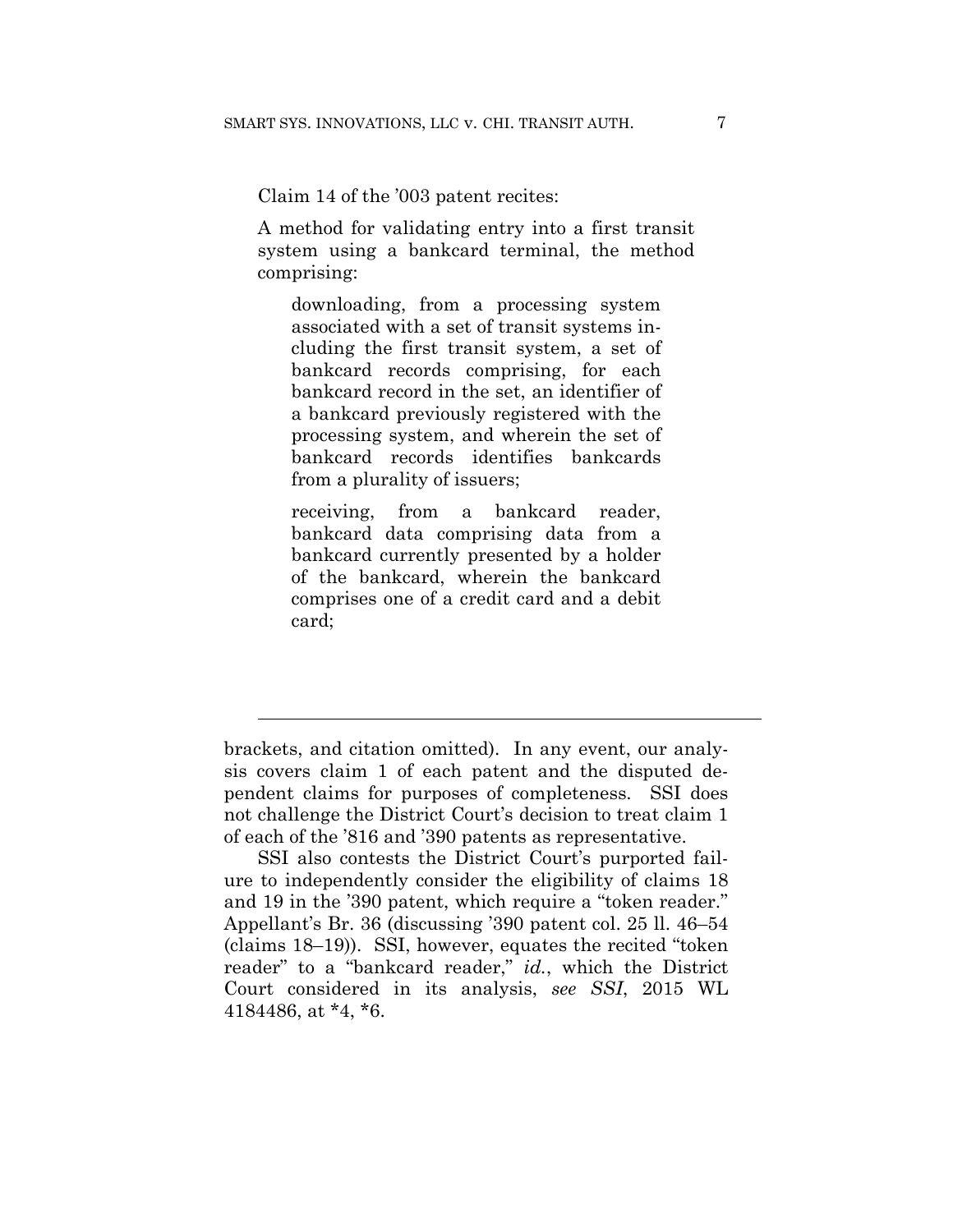Claim 14 of the '003 patent recites:

> A method for validating entry into a first transit system using a bankcard terminal, the method comprising:
>
>> downloading, from a processing system associated with a set of transit systems including the first transit system, a set of bankcard records comprising, for each bankcard record in the set, an identifier of a bankcard previously registered with the processing system, and wherein the set of bankcard records identifies bankcards from a plurality of issuers;
>>
>> receiving, from a bankcard reader, bankcard data comprising data from a bankcard currently presented by a holder of the bankcard, wherein the bankcard comprises one of a credit card and a debit card;

---

brackets, and citation omitted). In any event, our analysis covers claim 1 of each patent and the disputed dependent claims for purposes of completeness. SSI does not challenge the District Court's decision to treat claim 1 of each of the '816 and '390 patents as representative.

SSI also contests the District Court's purported failure to independently consider the eligibility of claims 18 and 19 in the '390 patent, which require a "token reader." Appellant's Br. 36 (discussing '390 patent col. 25 ll. 46–54 (claims 18–19)). SSI, however, equates the recited "token reader" to a "bankcard reader," *id.*, which the District Court considered in its analysis, *see SSI*, 2015 WL 4184486, at *4, *6.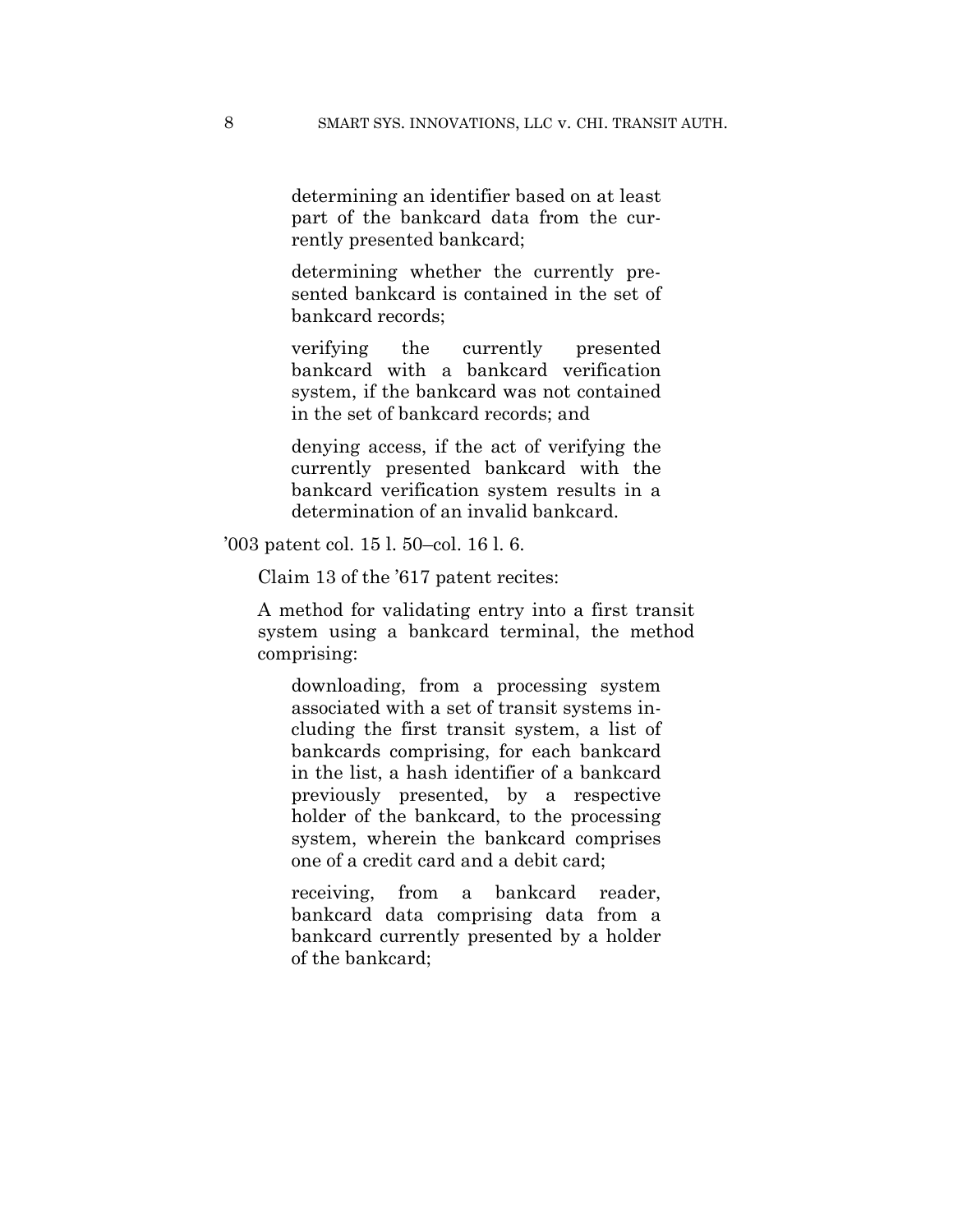> determining an identifier based on at least part of the bankcard data from the currently presented bankcard;
>
> determining whether the currently presented bankcard is contained in the set of bankcard records;
>
> verifying the currently presented bankcard with a bankcard verification system, if the bankcard was not contained in the set of bankcard records; and
>
> denying access, if the act of verifying the currently presented bankcard with the bankcard verification system results in a determination of an invalid bankcard.

'003 patent col. 15 l. 50–col. 16 l. 6.

Claim 13 of the '617 patent recites:

> A method for validating entry into a first transit system using a bankcard terminal, the method comprising:
>
> > downloading, from a processing system associated with a set of transit systems including the first transit system, a list of bankcards comprising, for each bankcard in the list, a hash identifier of a bankcard previously presented, by a respective holder of the bankcard, to the processing system, wherein the bankcard comprises one of a credit card and a debit card;
> >
> > receiving, from a bankcard reader, bankcard data comprising data from a bankcard currently presented by a holder of the bankcard;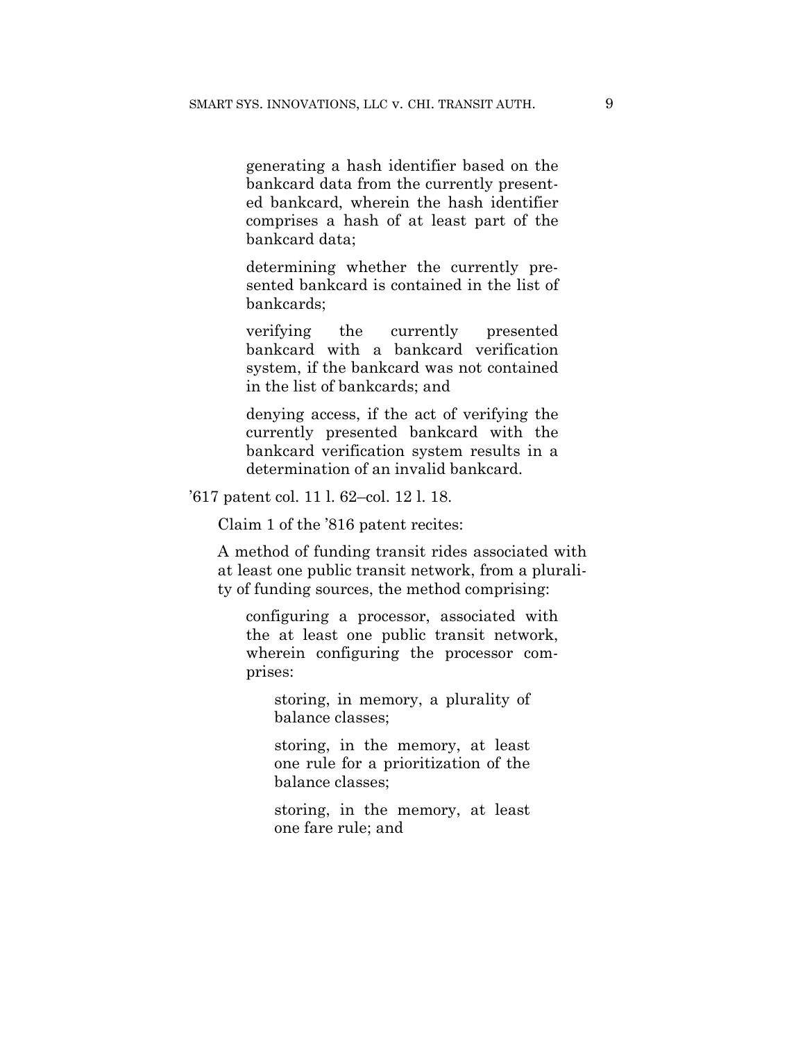> generating a hash identifier based on the bankcard data from the currently presented bankcard, wherein the hash identifier comprises a hash of at least part of the bankcard data;
>
> determining whether the currently presented bankcard is contained in the list of bankcards;
>
> verifying the currently presented bankcard with a bankcard verification system, if the bankcard was not contained in the list of bankcards; and
>
> denying access, if the act of verifying the currently presented bankcard with the bankcard verification system results in a determination of an invalid bankcard.

’617 patent col. 11 l. 62–col. 12 l. 18.

Claim 1 of the ’816 patent recites:

> A method of funding transit rides associated with at least one public transit network, from a plurality of funding sources, the method comprising:
>
> > configuring a processor, associated with the at least one public transit network, wherein configuring the processor comprises:
> >
> > > storing, in memory, a plurality of balance classes;
> > >
> > > storing, in the memory, at least one rule for a prioritization of the balance classes;
> > >
> > > storing, in the memory, at least one fare rule; and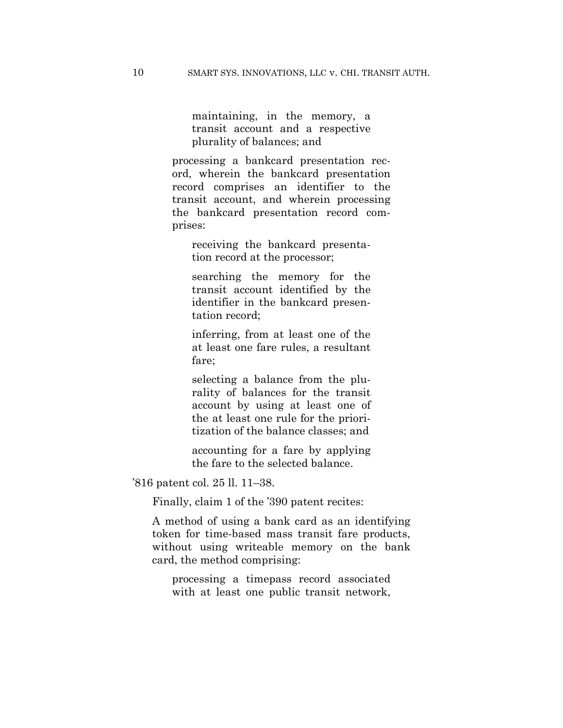> > maintaining, in the memory, a transit account and a respective plurality of balances; and
>
> processing a bankcard presentation record, wherein the bankcard presentation record comprises an identifier to the transit account, and wherein processing the bankcard presentation record comprises:
>
> > receiving the bankcard presentation record at the processor;
> >
> > searching the memory for the transit account identified by the identifier in the bankcard presentation record;
> >
> > inferring, from at least one of the at least one fare rules, a resultant fare;
> >
> > selecting a balance from the plurality of balances for the transit account by using at least one of the at least one rule for the prioritization of the balance classes; and
> >
> > accounting for a fare by applying the fare to the selected balance.

'816 patent col. 25 ll. 11–38.

Finally, claim 1 of the '390 patent recites:

> A method of using a bank card as an identifying token for time-based mass transit fare products, without using writeable memory on the bank card, the method comprising:
>
> > processing a timepass record associated with at least one public transit network,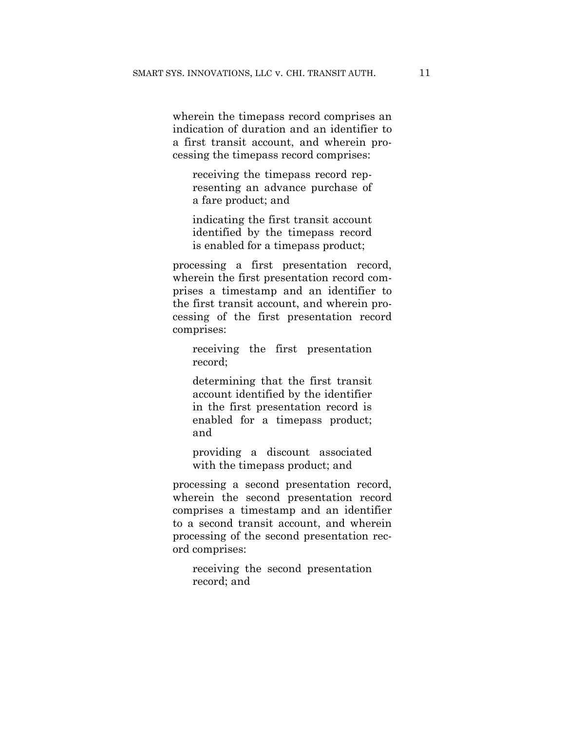wherein the timepass record comprises an indication of duration and an identifier to a first transit account, and wherein processing the timepass record comprises:

> receiving the timepass record representing an advance purchase of a fare product; and
>
> indicating the first transit account identified by the timepass record is enabled for a timepass product;

processing a first presentation record, wherein the first presentation record comprises a timestamp and an identifier to the first transit account, and wherein processing of the first presentation record comprises:

> receiving the first presentation record;
>
> determining that the first transit account identified by the identifier in the first presentation record is enabled for a timepass product; and
>
> providing a discount associated with the timepass product; and

processing a second presentation record, wherein the second presentation record comprises a timestamp and an identifier to a second transit account, and wherein processing of the second presentation record comprises:

> receiving the second presentation record; and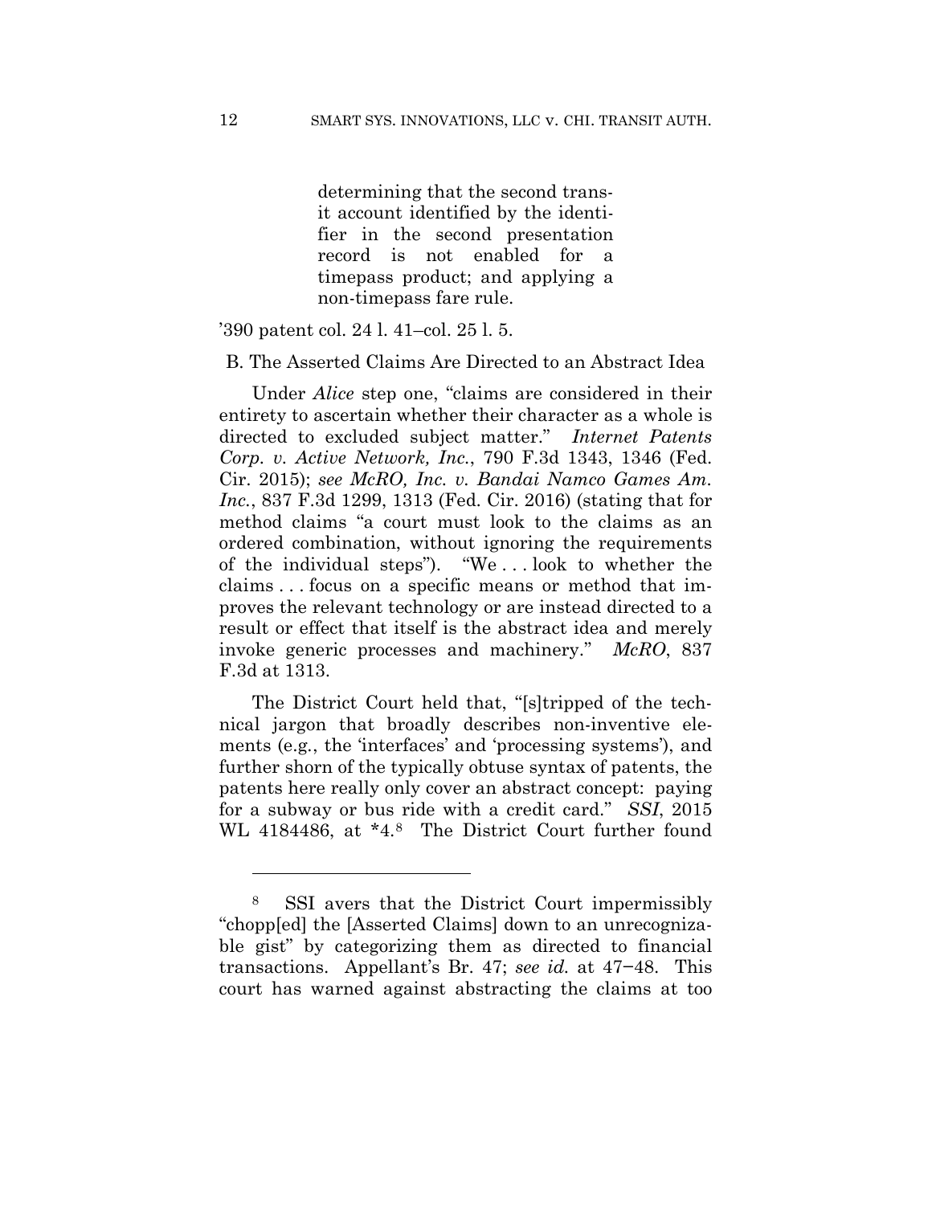> determining that the second transit account identified by the identifier in the second presentation record is not enabled for a timepass product; and applying a non-timepass fare rule.

’390 patent col. 24 l. 41–col. 25 l. 5.

B. The Asserted Claims Are Directed to an Abstract Idea

Under *Alice* step one, “claims are considered in their entirety to ascertain whether their character as a whole is directed to excluded subject matter.” *Internet Patents Corp. v. Active Network, Inc.*, 790 F.3d 1343, 1346 (Fed. Cir. 2015); *see McRO, Inc. v. Bandai Namco Games Am. Inc.*, 837 F.3d 1299, 1313 (Fed. Cir. 2016) (stating that for method claims “a court must look to the claims as an ordered combination, without ignoring the requirements of the individual steps”). “We . . . look to whether the claims . . . focus on a specific means or method that improves the relevant technology or are instead directed to a result or effect that itself is the abstract idea and merely invoke generic processes and machinery.” *McRO*, 837 F.3d at 1313.

The District Court held that, “[s]tripped of the technical jargon that broadly describes non-inventive elements (e.g., the ‘interfaces’ and ‘processing systems’), and further shorn of the typically obtuse syntax of patents, the patents here really only cover an abstract concept: paying for a subway or bus ride with a credit card.” *SSI*, 2015 WL 4184486, at \*4.[8] The District Court further found

[8] SSI avers that the District Court impermissibly “chopp[ed] the [Asserted Claims] down to an unrecognizable gist” by categorizing them as directed to financial transactions. Appellant’s Br. 47; *see id.* at 47−48. This court has warned against abstracting the claims at too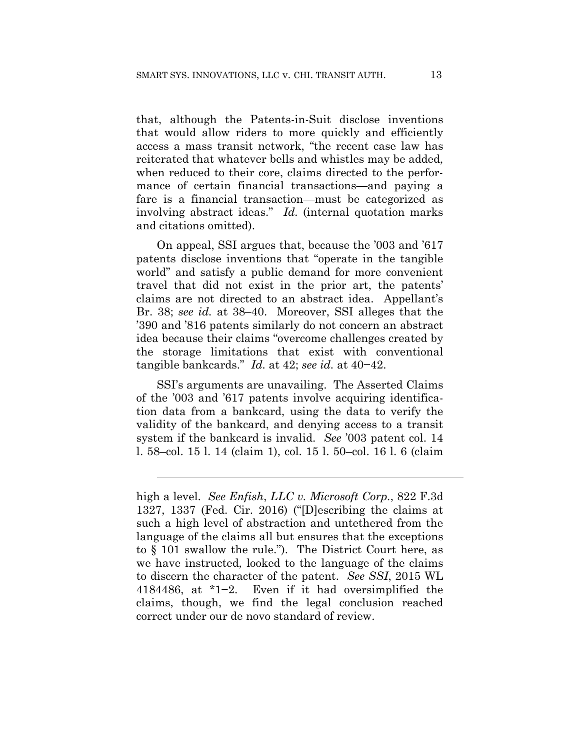that, although the Patents-in-Suit disclose inventions that would allow riders to more quickly and efficiently access a mass transit network, "the recent case law has reiterated that whatever bells and whistles may be added, when reduced to their core, claims directed to the performance of certain financial transactions—and paying a fare is a financial transaction—must be categorized as involving abstract ideas." *Id.* (internal quotation marks and citations omitted).

On appeal, SSI argues that, because the '003 and '617 patents disclose inventions that "operate in the tangible world" and satisfy a public demand for more convenient travel that did not exist in the prior art, the patents' claims are not directed to an abstract idea. Appellant's Br. 38; *see id.* at 38–40. Moreover, SSI alleges that the '390 and '816 patents similarly do not concern an abstract idea because their claims "overcome challenges created by the storage limitations that exist with conventional tangible bankcards." *Id.* at 42; *see id.* at 40−42.

SSI's arguments are unavailing. The Asserted Claims of the '003 and '617 patents involve acquiring identification data from a bankcard, using the data to verify the validity of the bankcard, and denying access to a transit system if the bankcard is invalid. *See* '003 patent col. 14 l. 58–col. 15 l. 14 (claim 1), col. 15 l. 50–col. 16 l. 6 (claim

---

high a level. *See Enfish*, *LLC v. Microsoft Corp.*, 822 F.3d 1327, 1337 (Fed. Cir. 2016) ("[D]escribing the claims at such a high level of abstraction and untethered from the language of the claims all but ensures that the exceptions to § 101 swallow the rule."). The District Court here, as we have instructed, looked to the language of the claims to discern the character of the patent. *See SSI*, 2015 WL 4184486, at *1−2. Even if it had oversimplified the claims, though, we find the legal conclusion reached correct under our de novo standard of review.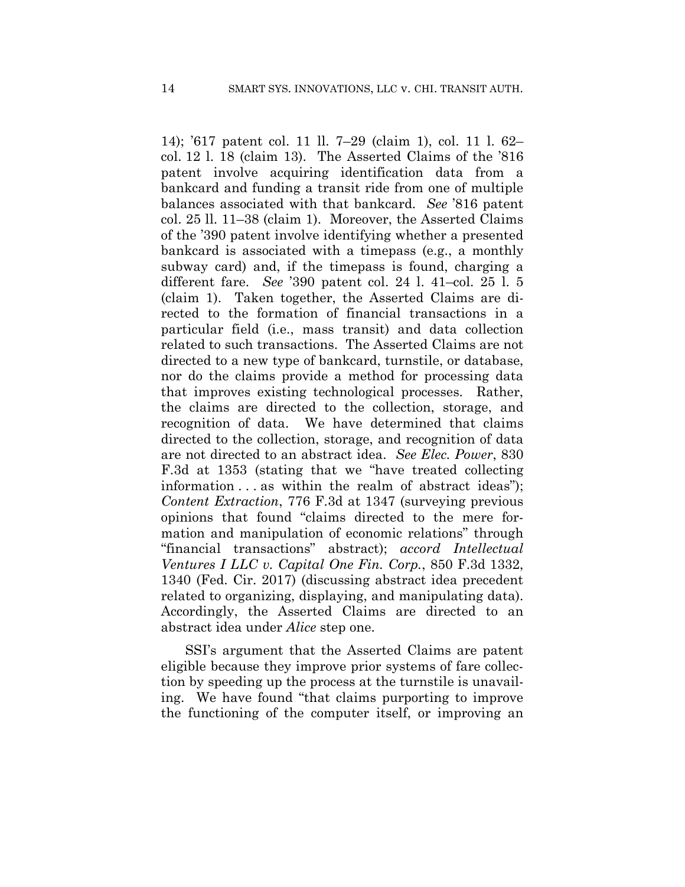14); ’617 patent col. 11 ll. 7–29 (claim 1), col. 11 l. 62–col. 12 l. 18 (claim 13). The Asserted Claims of the ’816 patent involve acquiring identification data from a bankcard and funding a transit ride from one of multiple balances associated with that bankcard. *See* ’816 patent col. 25 ll. 11–38 (claim 1). Moreover, the Asserted Claims of the ’390 patent involve identifying whether a presented bankcard is associated with a timepass (e.g., a monthly subway card) and, if the timepass is found, charging a different fare. *See* ’390 patent col. 24 l. 41–col. 25 l. 5 (claim 1). Taken together, the Asserted Claims are directed to the formation of financial transactions in a particular field (i.e., mass transit) and data collection related to such transactions. The Asserted Claims are not directed to a new type of bankcard, turnstile, or database, nor do the claims provide a method for processing data that improves existing technological processes. Rather, the claims are directed to the collection, storage, and recognition of data. We have determined that claims directed to the collection, storage, and recognition of data are not directed to an abstract idea. *See Elec. Power*, 830 F.3d at 1353 (stating that we “have treated collecting information . . . as within the realm of abstract ideas”); *Content Extraction*, 776 F.3d at 1347 (surveying previous opinions that found “claims directed to the mere formation and manipulation of economic relations” through “financial transactions” abstract); *accord Intellectual Ventures I LLC v. Capital One Fin. Corp.*, 850 F.3d 1332, 1340 (Fed. Cir. 2017) (discussing abstract idea precedent related to organizing, displaying, and manipulating data). Accordingly, the Asserted Claims are directed to an abstract idea under *Alice* step one.

SSI’s argument that the Asserted Claims are patent eligible because they improve prior systems of fare collection by speeding up the process at the turnstile is unavailing. We have found “that claims purporting to improve the functioning of the computer itself, or improving an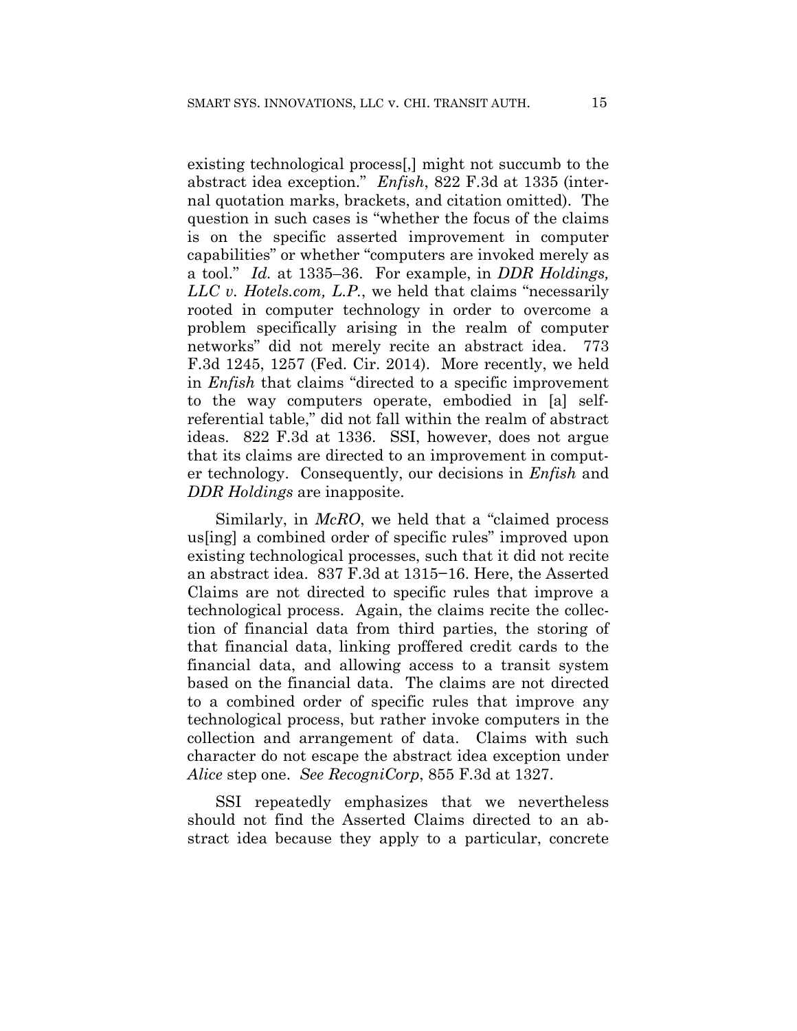existing technological process[,] might not succumb to the abstract idea exception." *Enfish*, 822 F.3d at 1335 (internal quotation marks, brackets, and citation omitted). The question in such cases is "whether the focus of the claims is on the specific asserted improvement in computer capabilities" or whether "computers are invoked merely as a tool." *Id.* at 1335–36. For example, in *DDR Holdings, LLC v. Hotels.com, L.P.*, we held that claims "necessarily rooted in computer technology in order to overcome a problem specifically arising in the realm of computer networks" did not merely recite an abstract idea. 773 F.3d 1245, 1257 (Fed. Cir. 2014). More recently, we held in *Enfish* that claims "directed to a specific improvement to the way computers operate, embodied in [a] self-referential table," did not fall within the realm of abstract ideas. 822 F.3d at 1336. SSI, however, does not argue that its claims are directed to an improvement in computer technology. Consequently, our decisions in *Enfish* and *DDR Holdings* are inapposite.

Similarly, in *McRO*, we held that a "claimed process us[ing] a combined order of specific rules" improved upon existing technological processes, such that it did not recite an abstract idea. 837 F.3d at 1315−16. Here, the Asserted Claims are not directed to specific rules that improve a technological process. Again, the claims recite the collection of financial data from third parties, the storing of that financial data, linking proffered credit cards to the financial data, and allowing access to a transit system based on the financial data. The claims are not directed to a combined order of specific rules that improve any technological process, but rather invoke computers in the collection and arrangement of data. Claims with such character do not escape the abstract idea exception under *Alice* step one. *See RecogniCorp*, 855 F.3d at 1327.

SSI repeatedly emphasizes that we nevertheless should not find the Asserted Claims directed to an abstract idea because they apply to a particular, concrete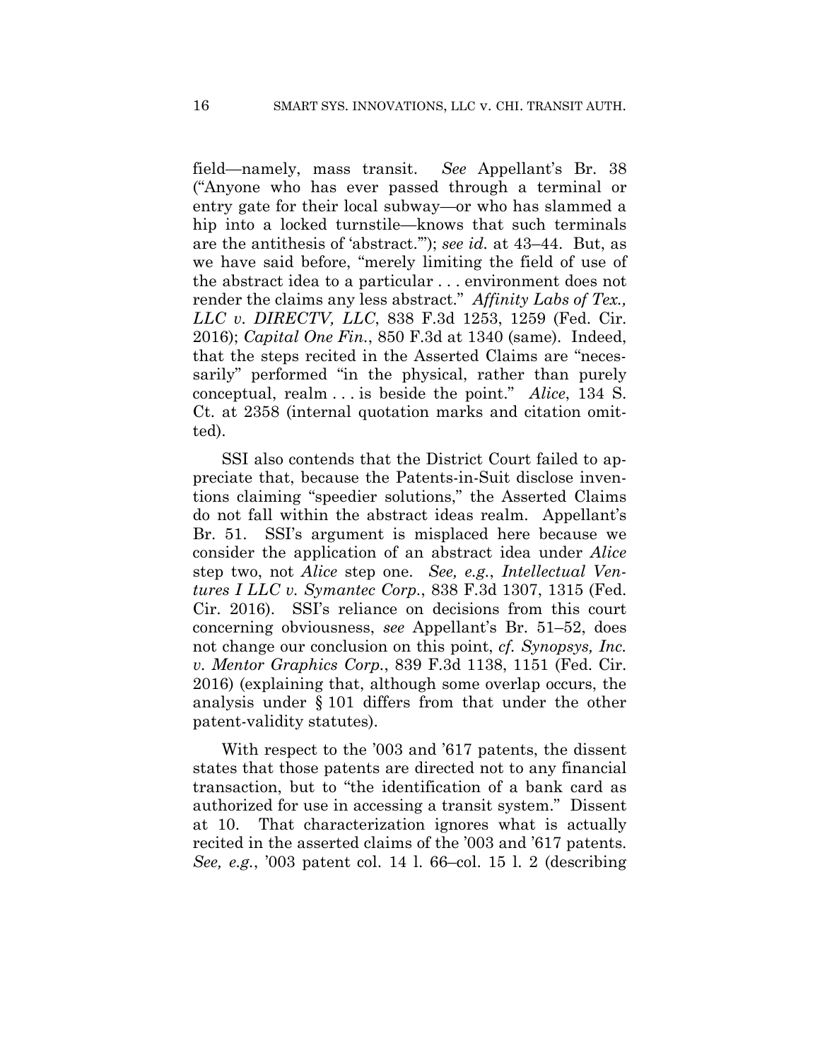field—namely, mass transit. *See* Appellant's Br. 38 ("Anyone who has ever passed through a terminal or entry gate for their local subway—or who has slammed a hip into a locked turnstile—knows that such terminals are the antithesis of 'abstract.'"); *see id.* at 43–44. But, as we have said before, "merely limiting the field of use of the abstract idea to a particular . . . environment does not render the claims any less abstract." *Affinity Labs of Tex., LLC v. DIRECTV, LLC*, 838 F.3d 1253, 1259 (Fed. Cir. 2016); *Capital One Fin.*, 850 F.3d at 1340 (same). Indeed, that the steps recited in the Asserted Claims are "necessarily" performed "in the physical, rather than purely conceptual, realm . . . is beside the point." *Alice*, 134 S. Ct. at 2358 (internal quotation marks and citation omitted).

SSI also contends that the District Court failed to appreciate that, because the Patents-in-Suit disclose inventions claiming "speedier solutions," the Asserted Claims do not fall within the abstract ideas realm. Appellant's Br. 51. SSI's argument is misplaced here because we consider the application of an abstract idea under *Alice* step two, not *Alice* step one. *See, e.g.*, *Intellectual Ventures I LLC v. Symantec Corp.*, 838 F.3d 1307, 1315 (Fed. Cir. 2016). SSI's reliance on decisions from this court concerning obviousness, *see* Appellant's Br. 51–52, does not change our conclusion on this point, *cf. Synopsys, Inc. v. Mentor Graphics Corp.*, 839 F.3d 1138, 1151 (Fed. Cir. 2016) (explaining that, although some overlap occurs, the analysis under § 101 differs from that under the other patent-validity statutes).

With respect to the '003 and '617 patents, the dissent states that those patents are directed not to any financial transaction, but to "the identification of a bank card as authorized for use in accessing a transit system." Dissent at 10. That characterization ignores what is actually recited in the asserted claims of the '003 and '617 patents. *See, e.g.*, '003 patent col. 14 l. 66–col. 15 l. 2 (describing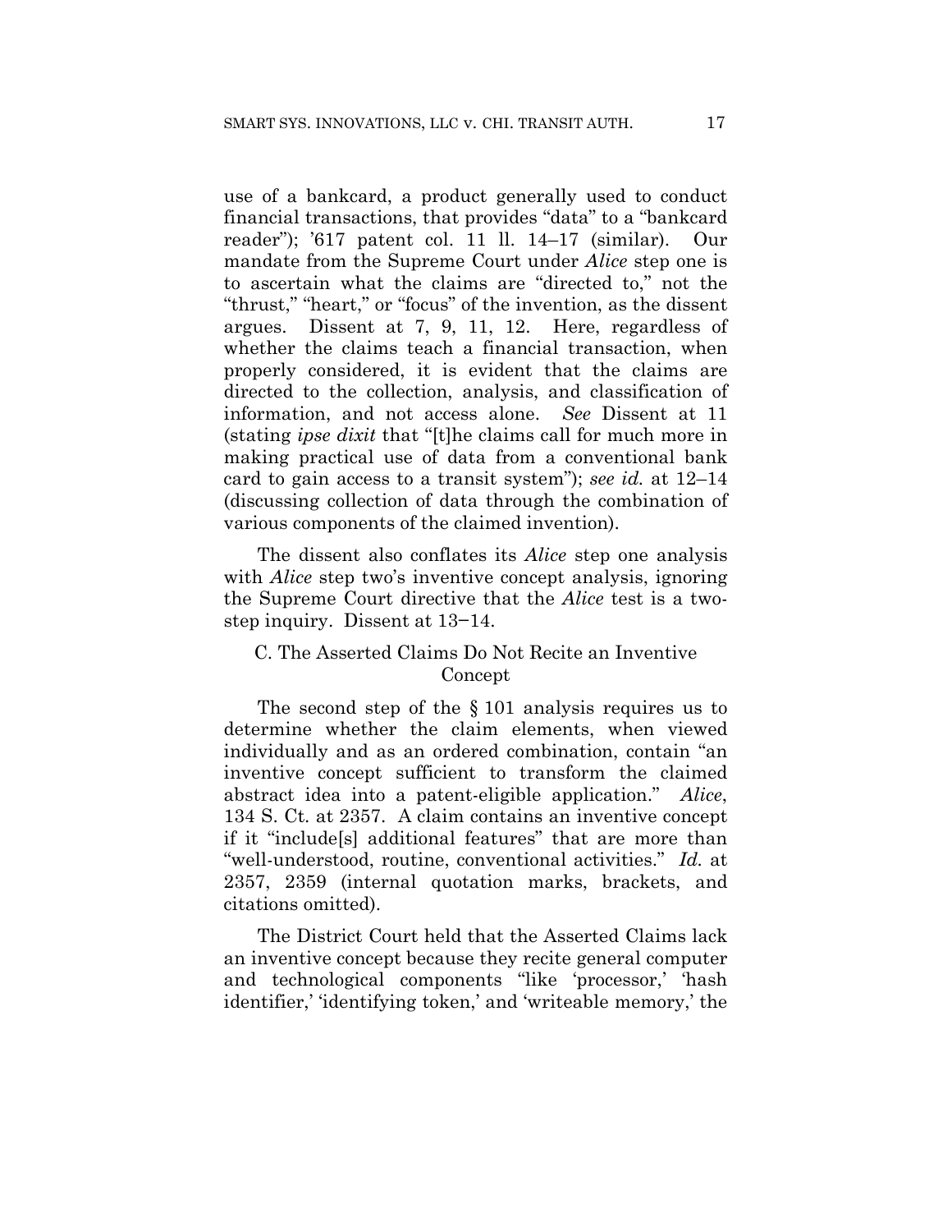use of a bankcard, a product generally used to conduct financial transactions, that provides "data" to a "bankcard reader"); '617 patent col. 11 ll. 14–17 (similar). Our mandate from the Supreme Court under *Alice* step one is to ascertain what the claims are "directed to," not the "thrust," "heart," or "focus" of the invention, as the dissent argues. Dissent at 7, 9, 11, 12. Here, regardless of whether the claims teach a financial transaction, when properly considered, it is evident that the claims are directed to the collection, analysis, and classification of information, and not access alone. *See* Dissent at 11 (stating *ipse dixit* that "[t]he claims call for much more in making practical use of data from a conventional bank card to gain access to a transit system"); *see id.* at 12–14 (discussing collection of data through the combination of various components of the claimed invention).

The dissent also conflates its *Alice* step one analysis with *Alice* step two's inventive concept analysis, ignoring the Supreme Court directive that the *Alice* test is a two-step inquiry. Dissent at 13−14.

### C. The Asserted Claims Do Not Recite an Inventive Concept

The second step of the § 101 analysis requires us to determine whether the claim elements, when viewed individually and as an ordered combination, contain "an inventive concept sufficient to transform the claimed abstract idea into a patent-eligible application." *Alice*, 134 S. Ct. at 2357. A claim contains an inventive concept if it "include[s] additional features" that are more than "well-understood, routine, conventional activities." *Id.* at 2357, 2359 (internal quotation marks, brackets, and citations omitted).

The District Court held that the Asserted Claims lack an inventive concept because they recite general computer and technological components "like 'processor,' 'hash identifier,' 'identifying token,' and 'writeable memory,' the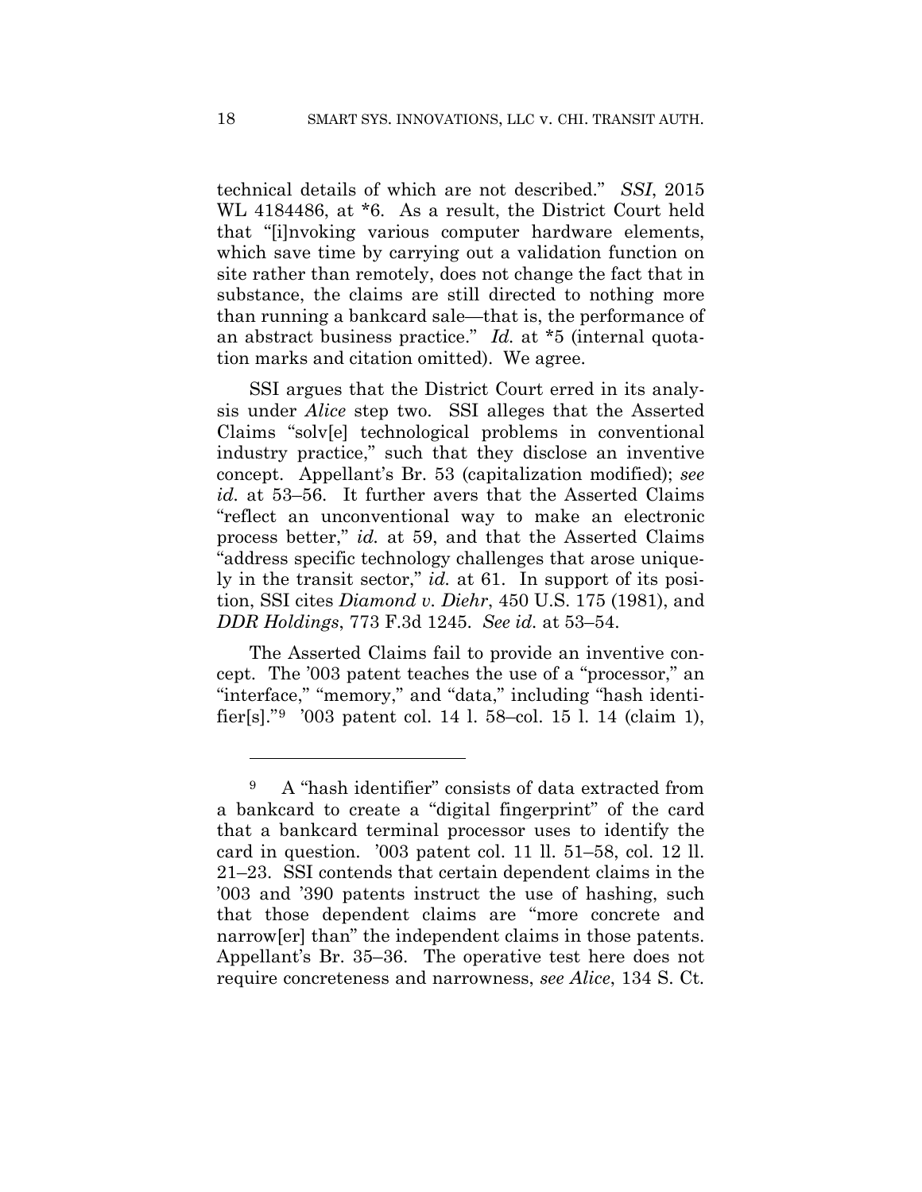technical details of which are not described." *SSI*, 2015 WL 4184486, at *6. As a result, the District Court held that "[i]nvoking various computer hardware elements, which save time by carrying out a validation function on site rather than remotely, does not change the fact that in substance, the claims are still directed to nothing more than running a bankcard sale—that is, the performance of an abstract business practice." *Id.* at *5 (internal quotation marks and citation omitted). We agree.

SSI argues that the District Court erred in its analysis under *Alice* step two. SSI alleges that the Asserted Claims "solv[e] technological problems in conventional industry practice," such that they disclose an inventive concept. Appellant's Br. 53 (capitalization modified); *see id.* at 53–56. It further avers that the Asserted Claims "reflect an unconventional way to make an electronic process better," *id.* at 59, and that the Asserted Claims "address specific technology challenges that arose uniquely in the transit sector," *id.* at 61. In support of its position, SSI cites *Diamond v. Diehr*, 450 U.S. 175 (1981), and *DDR Holdings*, 773 F.3d 1245. *See id.* at 53–54.

The Asserted Claims fail to provide an inventive concept. The '003 patent teaches the use of a "processor," an "interface," "memory," and "data," including "hash identifier[s]."[9] '003 patent col. 14 l. 58–col. 15 l. 14 (claim 1),

---

[9] A "hash identifier" consists of data extracted from a bankcard to create a "digital fingerprint" of the card that a bankcard terminal processor uses to identify the card in question. '003 patent col. 11 ll. 51–58, col. 12 ll. 21–23. SSI contends that certain dependent claims in the '003 and '390 patents instruct the use of hashing, such that those dependent claims are "more concrete and narrow[er] than" the independent claims in those patents. Appellant's Br. 35–36. The operative test here does not require concreteness and narrowness, *see Alice*, 134 S. Ct.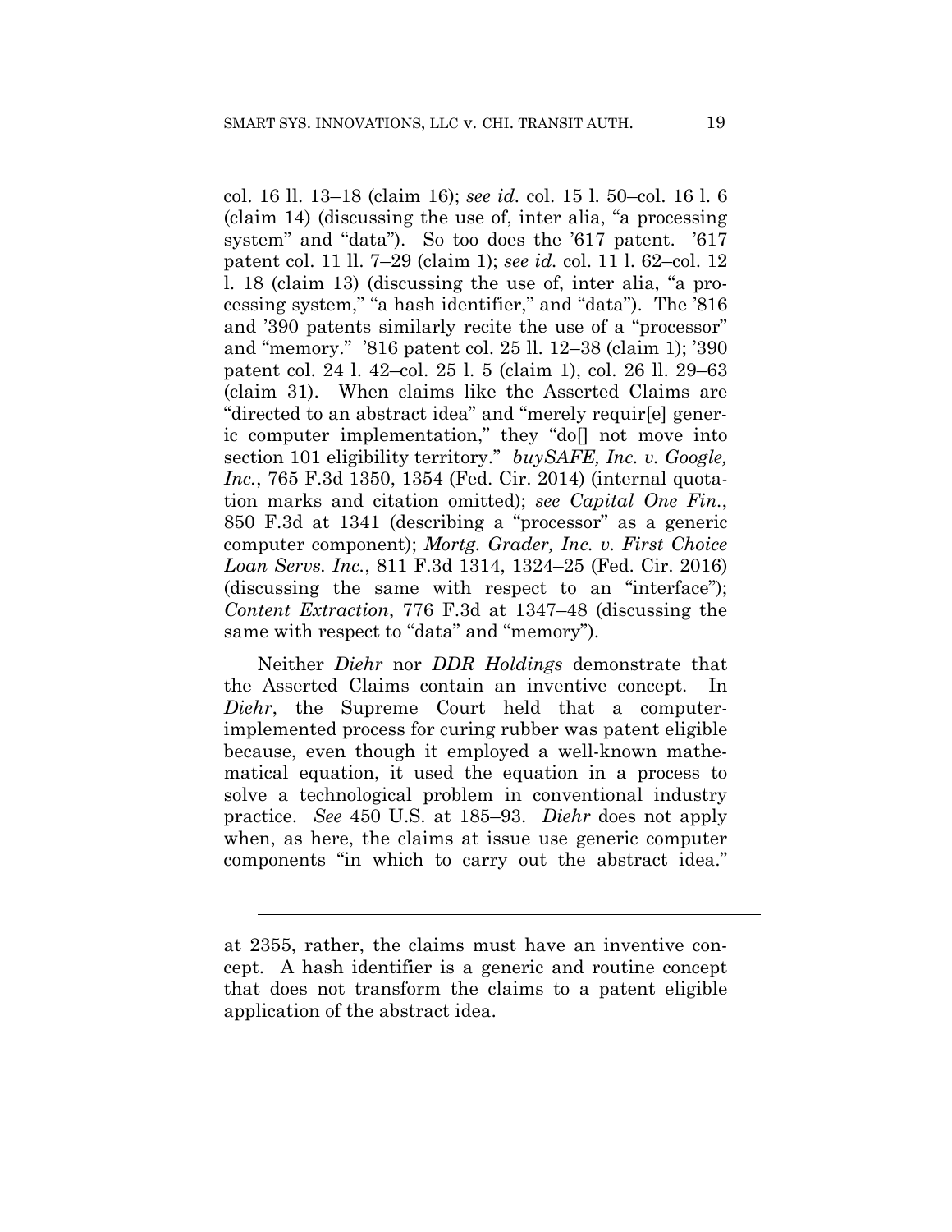col. 16 ll. 13–18 (claim 16); *see id.* col. 15 l. 50–col. 16 l. 6 (claim 14) (discussing the use of, inter alia, "a processing system" and "data"). So too does the '617 patent. '617 patent col. 11 ll. 7–29 (claim 1); *see id.* col. 11 l. 62–col. 12 l. 18 (claim 13) (discussing the use of, inter alia, "a processing system," "a hash identifier," and "data"). The '816 and '390 patents similarly recite the use of a "processor" and "memory." '816 patent col. 25 ll. 12–38 (claim 1); '390 patent col. 24 l. 42–col. 25 l. 5 (claim 1), col. 26 ll. 29–63 (claim 31). When claims like the Asserted Claims are "directed to an abstract idea" and "merely requir[e] generic computer implementation," they "do[] not move into section 101 eligibility territory." *buySAFE, Inc. v. Google, Inc.*, 765 F.3d 1350, 1354 (Fed. Cir. 2014) (internal quotation marks and citation omitted); *see Capital One Fin.*, 850 F.3d at 1341 (describing a "processor" as a generic computer component); *Mortg. Grader, Inc. v. First Choice Loan Servs. Inc.*, 811 F.3d 1314, 1324–25 (Fed. Cir. 2016) (discussing the same with respect to an "interface"); *Content Extraction*, 776 F.3d at 1347–48 (discussing the same with respect to "data" and "memory").

Neither *Diehr* nor *DDR Holdings* demonstrate that the Asserted Claims contain an inventive concept. In *Diehr*, the Supreme Court held that a computer-implemented process for curing rubber was patent eligible because, even though it employed a well-known mathematical equation, it used the equation in a process to solve a technological problem in conventional industry practice. *See* 450 U.S. at 185–93. *Diehr* does not apply when, as here, the claims at issue use generic computer components "in which to carry out the abstract idea."

---

at 2355, rather, the claims must have an inventive concept. A hash identifier is a generic and routine concept that does not transform the claims to a patent eligible application of the abstract idea.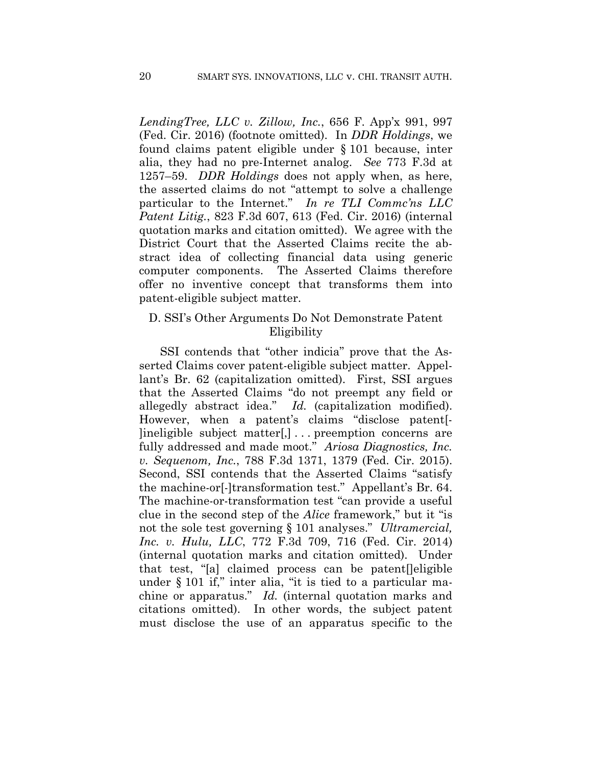*LendingTree, LLC v. Zillow, Inc.*, 656 F. App'x 991, 997 (Fed. Cir. 2016) (footnote omitted). In *DDR Holdings*, we found claims patent eligible under § 101 because, inter alia, they had no pre-Internet analog. *See* 773 F.3d at 1257–59. *DDR Holdings* does not apply when, as here, the asserted claims do not "attempt to solve a challenge particular to the Internet." *In re TLI Commc'ns LLC Patent Litig.*, 823 F.3d 607, 613 (Fed. Cir. 2016) (internal quotation marks and citation omitted). We agree with the District Court that the Asserted Claims recite the abstract idea of collecting financial data using generic computer components. The Asserted Claims therefore offer no inventive concept that transforms them into patent-eligible subject matter.

## D. SSI's Other Arguments Do Not Demonstrate Patent Eligibility

SSI contends that "other indicia" prove that the Asserted Claims cover patent-eligible subject matter. Appellant's Br. 62 (capitalization omitted). First, SSI argues that the Asserted Claims "do not preempt any field or allegedly abstract idea." *Id.* (capitalization modified). However, when a patent's claims "disclose patent[-]ineligible subject matter[,] . . . preemption concerns are fully addressed and made moot." *Ariosa Diagnostics, Inc. v. Sequenom, Inc.*, 788 F.3d 1371, 1379 (Fed. Cir. 2015). Second, SSI contends that the Asserted Claims "satisfy the machine-or[-]transformation test." Appellant's Br. 64. The machine-or-transformation test "can provide a useful clue in the second step of the *Alice* framework," but it "is not the sole test governing § 101 analyses." *Ultramercial, Inc. v. Hulu, LLC*, 772 F.3d 709, 716 (Fed. Cir. 2014) (internal quotation marks and citation omitted). Under that test, "[a] claimed process can be patent[]eligible under § 101 if," inter alia, "it is tied to a particular machine or apparatus." *Id.* (internal quotation marks and citations omitted). In other words, the subject patent must disclose the use of an apparatus specific to the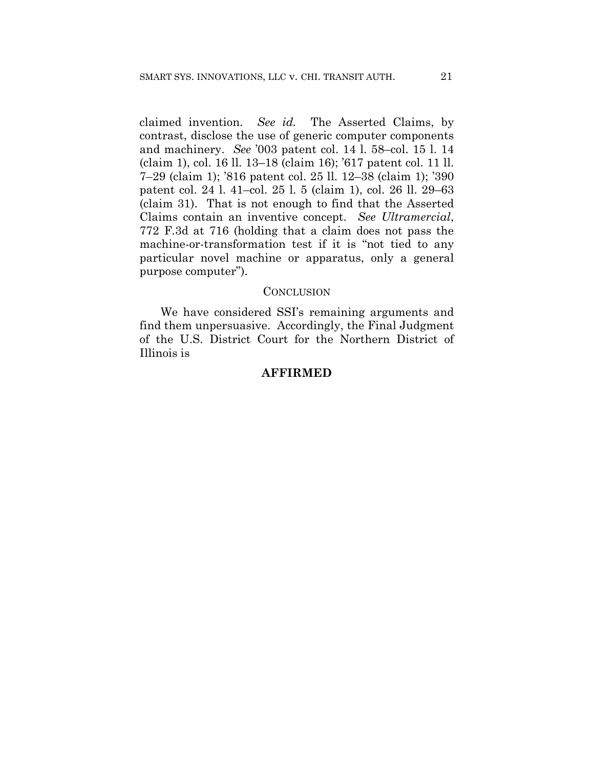claimed invention. *See id.* The Asserted Claims, by contrast, disclose the use of generic computer components and machinery. *See* '003 patent col. 14 l. 58–col. 15 l. 14 (claim 1), col. 16 ll. 13–18 (claim 16); '617 patent col. 11 ll. 7–29 (claim 1); '816 patent col. 25 ll. 12–38 (claim 1); '390 patent col. 24 l. 41–col. 25 l. 5 (claim 1), col. 26 ll. 29–63 (claim 31). That is not enough to find that the Asserted Claims contain an inventive concept. *See Ultramercial*, 772 F.3d at 716 (holding that a claim does not pass the machine-or-transformation test if it is "not tied to any particular novel machine or apparatus, only a general purpose computer").

## CONCLUSION

We have considered SSI's remaining arguments and find them unpersuasive. Accordingly, the Final Judgment of the U.S. District Court for the Northern District of Illinois is

**AFFIRMED**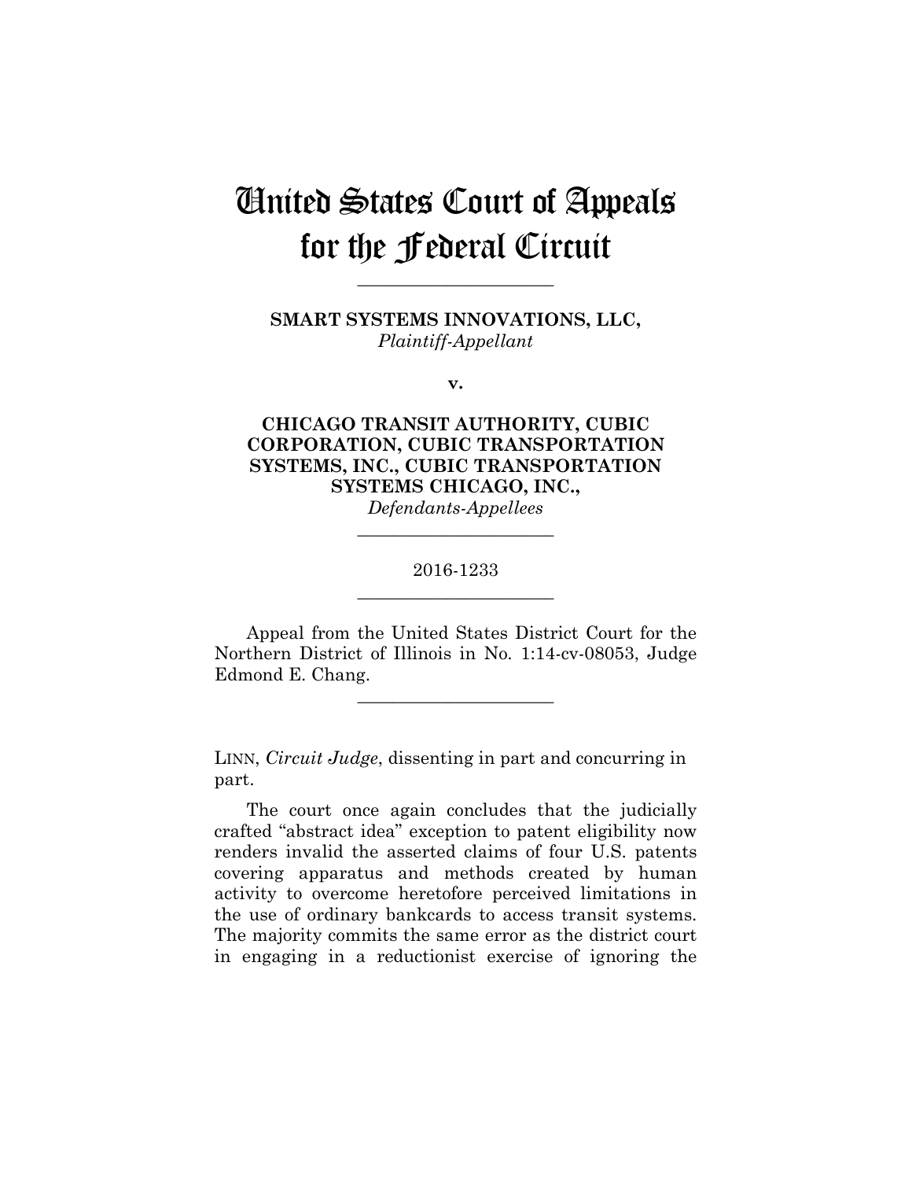# United States Court of Appeals for the Federal Circuit

______________________

**SMART SYSTEMS INNOVATIONS, LLC,**
*Plaintiff-Appellant*

**v.**

**CHICAGO TRANSIT AUTHORITY, CUBIC CORPORATION, CUBIC TRANSPORTATION SYSTEMS, INC., CUBIC TRANSPORTATION SYSTEMS CHICAGO, INC.,**
*Defendants-Appellees*

______________________

2016-1233

______________________

Appeal from the United States District Court for the Northern District of Illinois in No. 1:14-cv-08053, Judge Edmond E. Chang.

______________________

LINN, *Circuit Judge*, dissenting in part and concurring in part.

The court once again concludes that the judicially crafted "abstract idea" exception to patent eligibility now renders invalid the asserted claims of four U.S. patents covering apparatus and methods created by human activity to overcome heretofore perceived limitations in the use of ordinary bankcards to access transit systems. The majority commits the same error as the district court in engaging in a reductionist exercise of ignoring the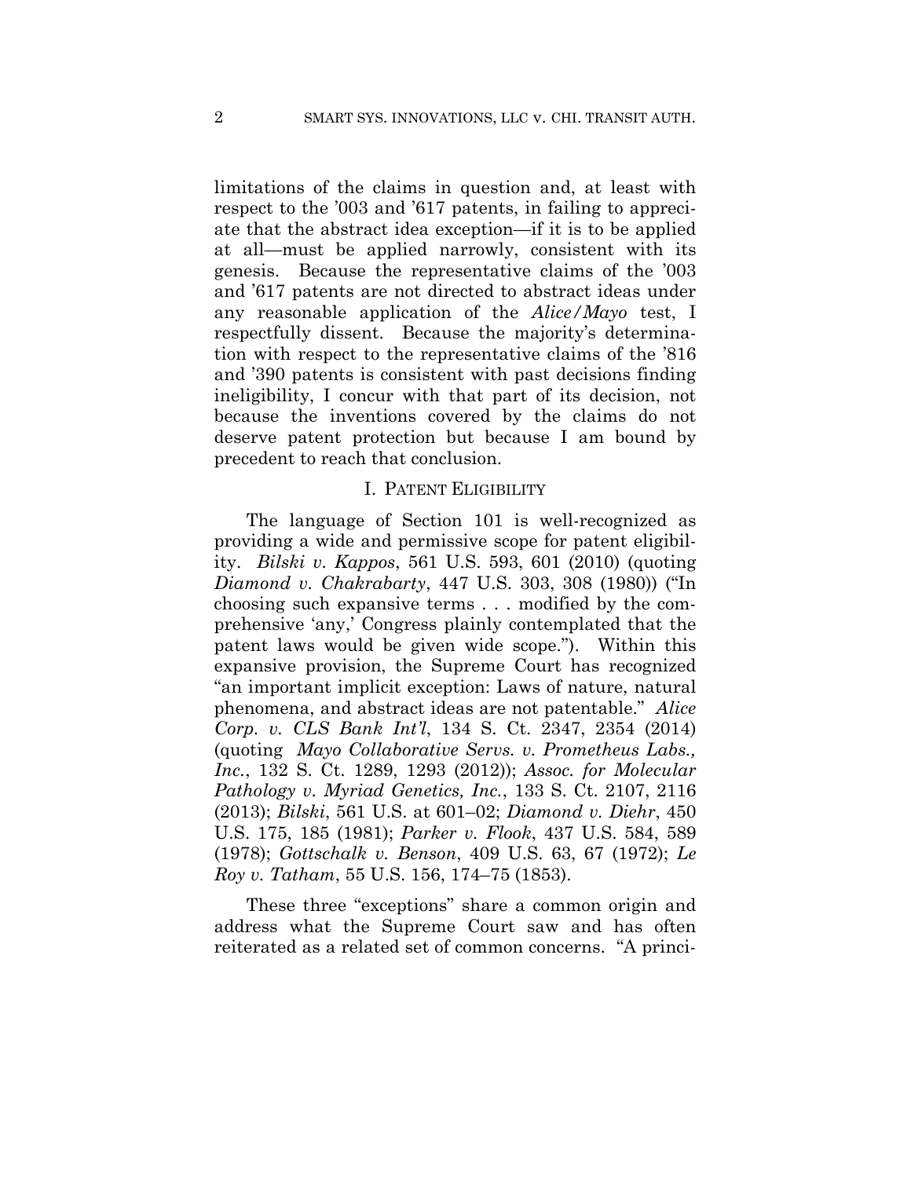limitations of the claims in question and, at least with respect to the '003 and '617 patents, in failing to appreciate that the abstract idea exception—if it is to be applied at all—must be applied narrowly, consistent with its genesis. Because the representative claims of the '003 and '617 patents are not directed to abstract ideas under any reasonable application of the *Alice/Mayo* test, I respectfully dissent. Because the majority's determination with respect to the representative claims of the '816 and '390 patents is consistent with past decisions finding ineligibility, I concur with that part of its decision, not because the inventions covered by the claims do not deserve patent protection but because I am bound by precedent to reach that conclusion.

## I. PATENT ELIGIBILITY

The language of Section 101 is well-recognized as providing a wide and permissive scope for patent eligibility. *Bilski v. Kappos*, 561 U.S. 593, 601 (2010) (quoting *Diamond v. Chakrabarty*, 447 U.S. 303, 308 (1980)) ("In choosing such expansive terms . . . modified by the comprehensive 'any,' Congress plainly contemplated that the patent laws would be given wide scope."). Within this expansive provision, the Supreme Court has recognized "an important implicit exception: Laws of nature, natural phenomena, and abstract ideas are not patentable." *Alice Corp. v. CLS Bank Int'l*, 134 S. Ct. 2347, 2354 (2014) (quoting *Mayo Collaborative Servs. v. Prometheus Labs., Inc.*, 132 S. Ct. 1289, 1293 (2012)); *Assoc. for Molecular Pathology v. Myriad Genetics, Inc.*, 133 S. Ct. 2107, 2116 (2013); *Bilski*, 561 U.S. at 601–02; *Diamond v. Diehr*, 450 U.S. 175, 185 (1981); *Parker v. Flook*, 437 U.S. 584, 589 (1978); *Gottschalk v. Benson*, 409 U.S. 63, 67 (1972); *Le Roy v. Tatham*, 55 U.S. 156, 174–75 (1853).

These three "exceptions" share a common origin and address what the Supreme Court saw and has often reiterated as a related set of common concerns. "A princi-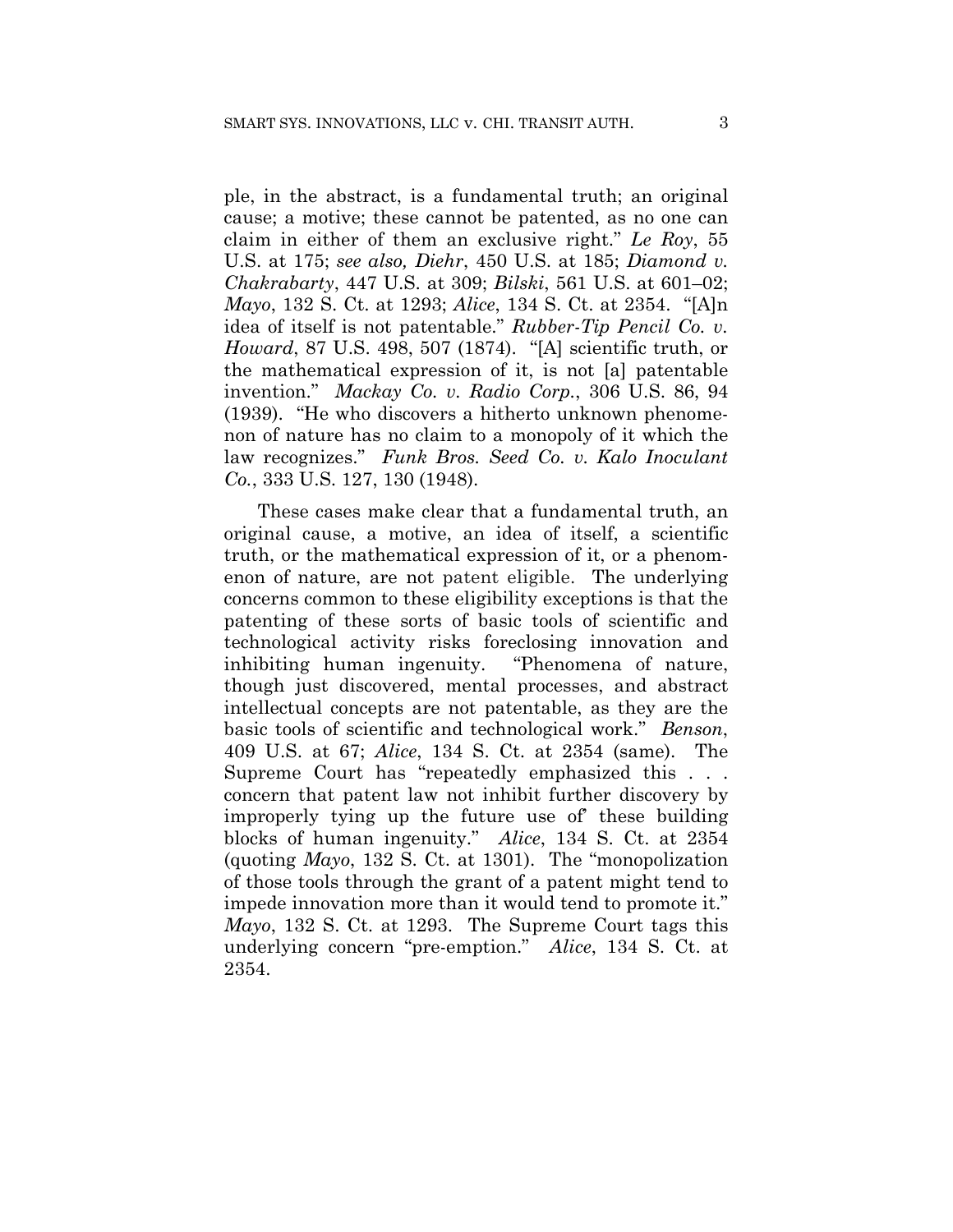ple, in the abstract, is a fundamental truth; an original cause; a motive; these cannot be patented, as no one can claim in either of them an exclusive right." *Le Roy*, 55 U.S. at 175; *see also, Diehr*, 450 U.S. at 185; *Diamond v. Chakrabarty*, 447 U.S. at 309; *Bilski*, 561 U.S. at 601–02; *Mayo*, 132 S. Ct. at 1293; *Alice*, 134 S. Ct. at 2354. "[A]n idea of itself is not patentable." *Rubber-Tip Pencil Co. v. Howard*, 87 U.S. 498, 507 (1874). "[A] scientific truth, or the mathematical expression of it, is not [a] patentable invention." *Mackay Co. v. Radio Corp.*, 306 U.S. 86, 94 (1939). "He who discovers a hitherto unknown phenomenon of nature has no claim to a monopoly of it which the law recognizes." *Funk Bros. Seed Co. v. Kalo Inoculant Co.*, 333 U.S. 127, 130 (1948).

These cases make clear that a fundamental truth, an original cause, a motive, an idea of itself, a scientific truth, or the mathematical expression of it, or a phenomenon of nature, are not patent eligible. The underlying concerns common to these eligibility exceptions is that the patenting of these sorts of basic tools of scientific and technological activity risks foreclosing innovation and inhibiting human ingenuity. "Phenomena of nature, though just discovered, mental processes, and abstract intellectual concepts are not patentable, as they are the basic tools of scientific and technological work." *Benson*, 409 U.S. at 67; *Alice*, 134 S. Ct. at 2354 (same). The Supreme Court has "repeatedly emphasized this . . . concern that patent law not inhibit further discovery by improperly tying up the future use of' these building blocks of human ingenuity." *Alice*, 134 S. Ct. at 2354 (quoting *Mayo*, 132 S. Ct. at 1301). The "monopolization of those tools through the grant of a patent might tend to impede innovation more than it would tend to promote it." *Mayo*, 132 S. Ct. at 1293. The Supreme Court tags this underlying concern "pre-emption." *Alice*, 134 S. Ct. at 2354.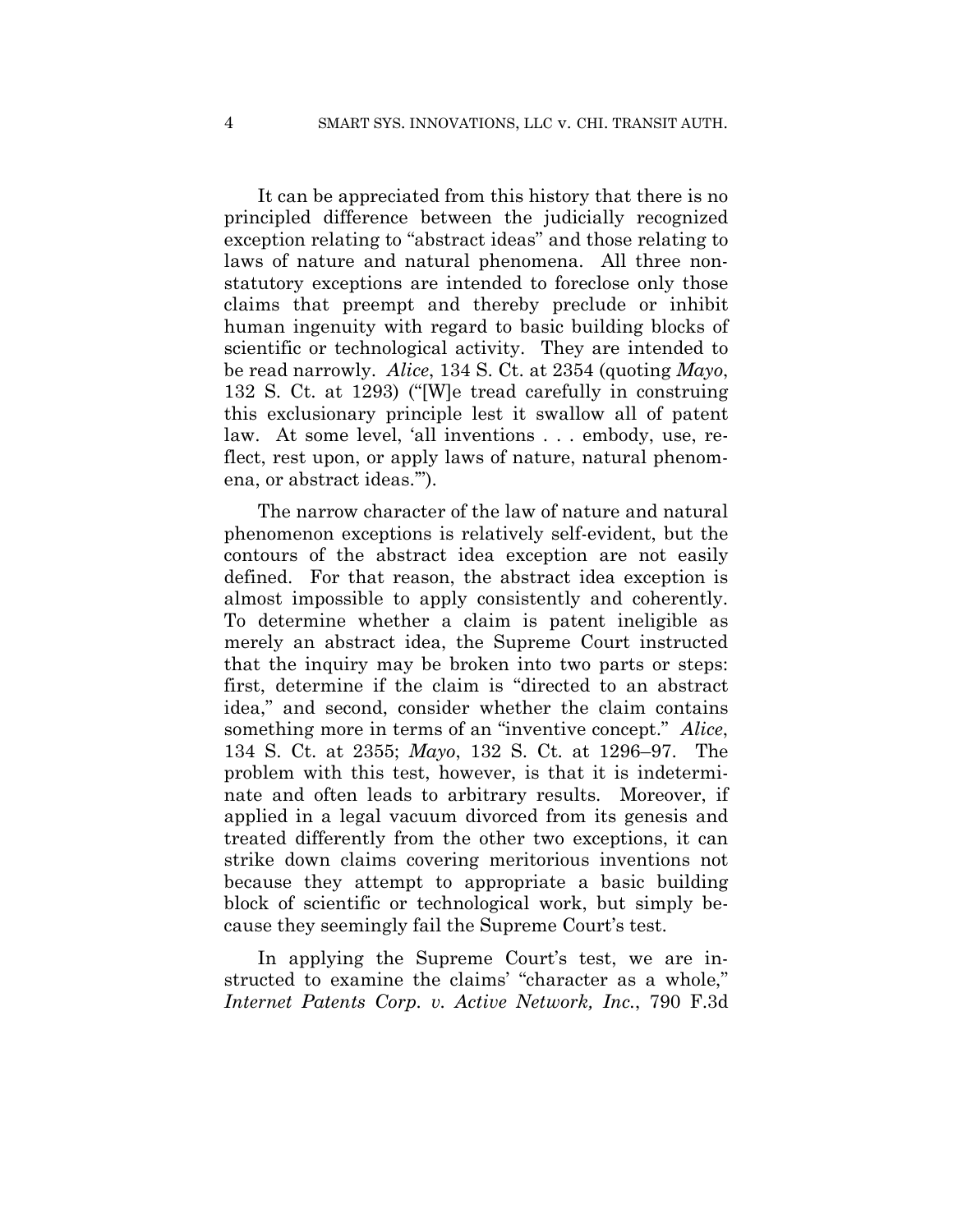It can be appreciated from this history that there is no principled difference between the judicially recognized exception relating to "abstract ideas" and those relating to laws of nature and natural phenomena. All three non-statutory exceptions are intended to foreclose only those claims that preempt and thereby preclude or inhibit human ingenuity with regard to basic building blocks of scientific or technological activity. They are intended to be read narrowly. *Alice*, 134 S. Ct. at 2354 (quoting *Mayo*, 132 S. Ct. at 1293) ("[W]e tread carefully in construing this exclusionary principle lest it swallow all of patent law. At some level, 'all inventions . . . embody, use, reflect, rest upon, or apply laws of nature, natural phenomena, or abstract ideas.'").

The narrow character of the law of nature and natural phenomenon exceptions is relatively self-evident, but the contours of the abstract idea exception are not easily defined. For that reason, the abstract idea exception is almost impossible to apply consistently and coherently. To determine whether a claim is patent ineligible as merely an abstract idea, the Supreme Court instructed that the inquiry may be broken into two parts or steps: first, determine if the claim is "directed to an abstract idea," and second, consider whether the claim contains something more in terms of an "inventive concept." *Alice*, 134 S. Ct. at 2355; *Mayo*, 132 S. Ct. at 1296–97. The problem with this test, however, is that it is indeterminate and often leads to arbitrary results. Moreover, if applied in a legal vacuum divorced from its genesis and treated differently from the other two exceptions, it can strike down claims covering meritorious inventions not because they attempt to appropriate a basic building block of scientific or technological work, but simply because they seemingly fail the Supreme Court's test.

In applying the Supreme Court's test, we are instructed to examine the claims' "character as a whole," *Internet Patents Corp. v. Active Network, Inc.*, 790 F.3d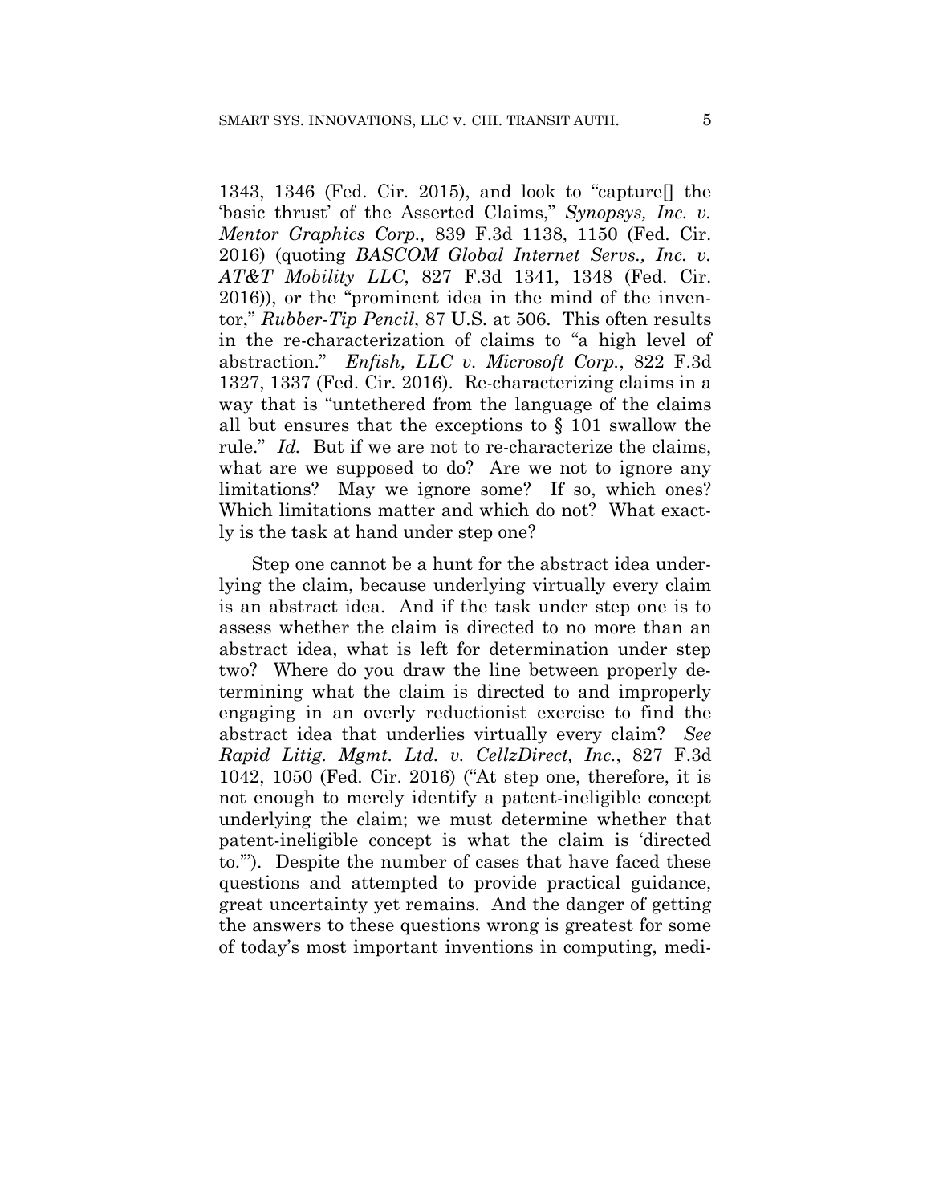1343, 1346 (Fed. Cir. 2015), and look to "capture[] the 'basic thrust' of the Asserted Claims," *Synopsys, Inc. v. Mentor Graphics Corp.,* 839 F.3d 1138, 1150 (Fed. Cir. 2016) (quoting *BASCOM Global Internet Servs., Inc. v. AT&T Mobility LLC*, 827 F.3d 1341, 1348 (Fed. Cir. 2016)), or the "prominent idea in the mind of the inventor," *Rubber-Tip Pencil*, 87 U.S. at 506. This often results in the re-characterization of claims to "a high level of abstraction." *Enfish, LLC v. Microsoft Corp.*, 822 F.3d 1327, 1337 (Fed. Cir. 2016). Re-characterizing claims in a way that is "untethered from the language of the claims all but ensures that the exceptions to § 101 swallow the rule." *Id.* But if we are not to re-characterize the claims, what are we supposed to do? Are we not to ignore any limitations? May we ignore some? If so, which ones? Which limitations matter and which do not? What exactly is the task at hand under step one?

Step one cannot be a hunt for the abstract idea underlying the claim, because underlying virtually every claim is an abstract idea. And if the task under step one is to assess whether the claim is directed to no more than an abstract idea, what is left for determination under step two? Where do you draw the line between properly determining what the claim is directed to and improperly engaging in an overly reductionist exercise to find the abstract idea that underlies virtually every claim? *See Rapid Litig. Mgmt. Ltd. v. CellzDirect, Inc.*, 827 F.3d 1042, 1050 (Fed. Cir. 2016) ("At step one, therefore, it is not enough to merely identify a patent-ineligible concept underlying the claim; we must determine whether that patent-ineligible concept is what the claim is 'directed to.'"). Despite the number of cases that have faced these questions and attempted to provide practical guidance, great uncertainty yet remains. And the danger of getting the answers to these questions wrong is greatest for some of today's most important inventions in computing, medi-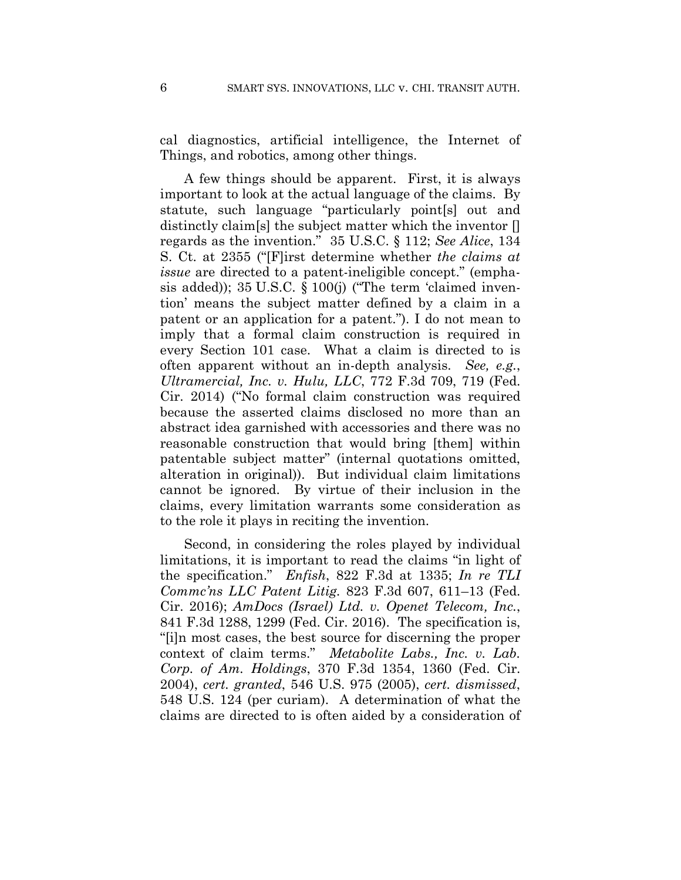cal diagnostics, artificial intelligence, the Internet of Things, and robotics, among other things.

A few things should be apparent. First, it is always important to look at the actual language of the claims. By statute, such language "particularly point[s] out and distinctly claim[s] the subject matter which the inventor [] regards as the invention." 35 U.S.C. § 112; *See Alice*, 134 S. Ct. at 2355 ("[F]irst determine whether *the claims at issue* are directed to a patent-ineligible concept." (emphasis added)); 35 U.S.C. § 100(j) ("The term 'claimed invention' means the subject matter defined by a claim in a patent or an application for a patent."). I do not mean to imply that a formal claim construction is required in every Section 101 case. What a claim is directed to is often apparent without an in-depth analysis. *See, e.g.*, *Ultramercial, Inc. v. Hulu, LLC*, 772 F.3d 709, 719 (Fed. Cir. 2014) ("No formal claim construction was required because the asserted claims disclosed no more than an abstract idea garnished with accessories and there was no reasonable construction that would bring [them] within patentable subject matter" (internal quotations omitted, alteration in original)). But individual claim limitations cannot be ignored. By virtue of their inclusion in the claims, every limitation warrants some consideration as to the role it plays in reciting the invention.

Second, in considering the roles played by individual limitations, it is important to read the claims "in light of the specification." *Enfish*, 822 F.3d at 1335; *In re TLI Commc'ns LLC Patent Litig.* 823 F.3d 607, 611–13 (Fed. Cir. 2016); *AmDocs (Israel) Ltd. v. Openet Telecom, Inc.*, 841 F.3d 1288, 1299 (Fed. Cir. 2016). The specification is, "[i]n most cases, the best source for discerning the proper context of claim terms." *Metabolite Labs., Inc. v. Lab. Corp. of Am. Holdings*, 370 F.3d 1354, 1360 (Fed. Cir. 2004), *cert. granted*, 546 U.S. 975 (2005), *cert. dismissed*, 548 U.S. 124 (per curiam). A determination of what the claims are directed to is often aided by a consideration of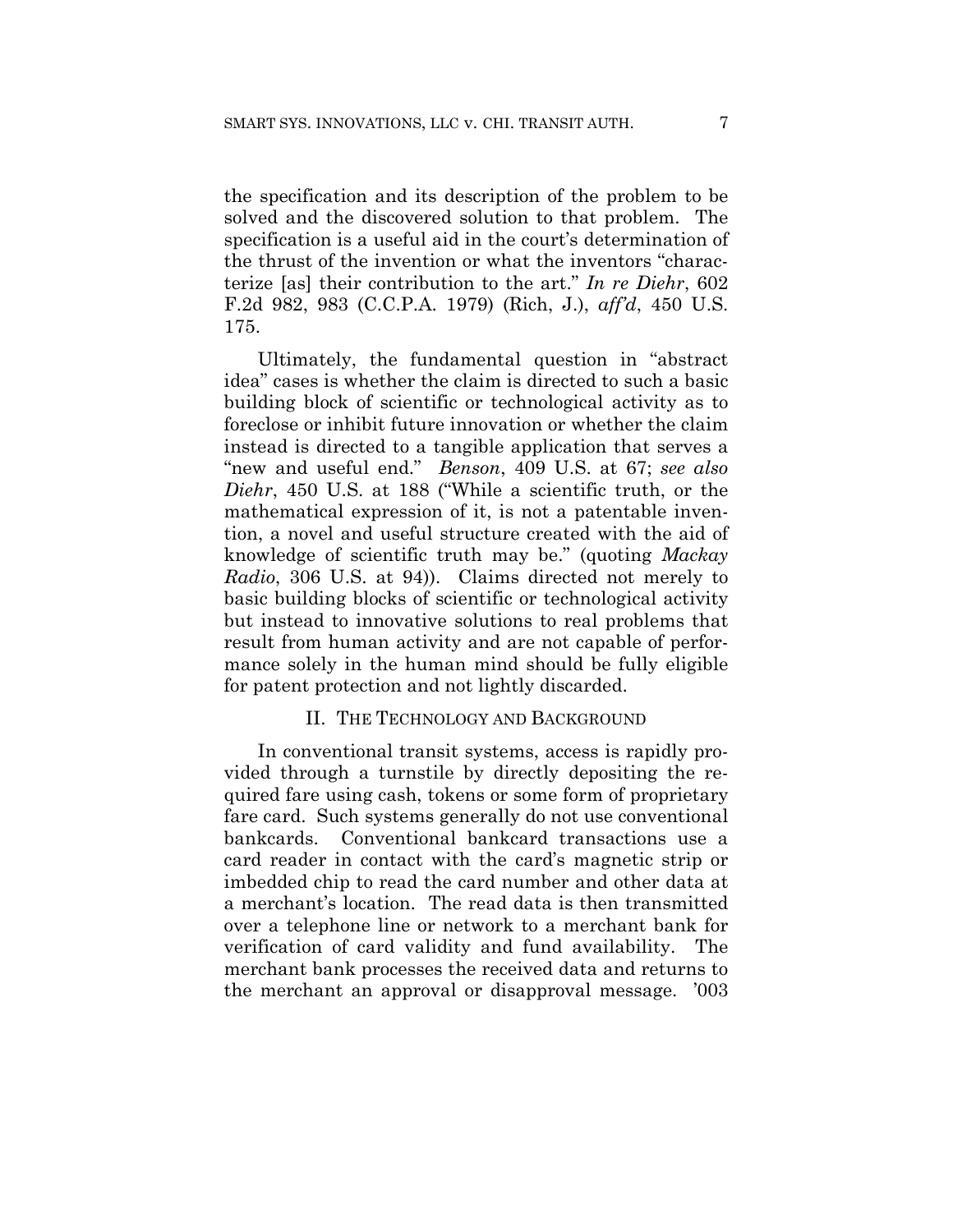the specification and its description of the problem to be solved and the discovered solution to that problem. The specification is a useful aid in the court's determination of the thrust of the invention or what the inventors "characterize [as] their contribution to the art." *In re Diehr*, 602 F.2d 982, 983 (C.C.P.A. 1979) (Rich, J.), *aff'd*, 450 U.S. 175.

Ultimately, the fundamental question in "abstract idea" cases is whether the claim is directed to such a basic building block of scientific or technological activity as to foreclose or inhibit future innovation or whether the claim instead is directed to a tangible application that serves a "new and useful end." *Benson*, 409 U.S. at 67; *see also Diehr*, 450 U.S. at 188 ("While a scientific truth, or the mathematical expression of it, is not a patentable invention, a novel and useful structure created with the aid of knowledge of scientific truth may be." (quoting *Mackay Radio*, 306 U.S. at 94)). Claims directed not merely to basic building blocks of scientific or technological activity but instead to innovative solutions to real problems that result from human activity and are not capable of performance solely in the human mind should be fully eligible for patent protection and not lightly discarded.

## II. THE TECHNOLOGY AND BACKGROUND

In conventional transit systems, access is rapidly provided through a turnstile by directly depositing the required fare using cash, tokens or some form of proprietary fare card. Such systems generally do not use conventional bankcards. Conventional bankcard transactions use a card reader in contact with the card's magnetic strip or imbedded chip to read the card number and other data at a merchant's location. The read data is then transmitted over a telephone line or network to a merchant bank for verification of card validity and fund availability. The merchant bank processes the received data and returns to the merchant an approval or disapproval message. '003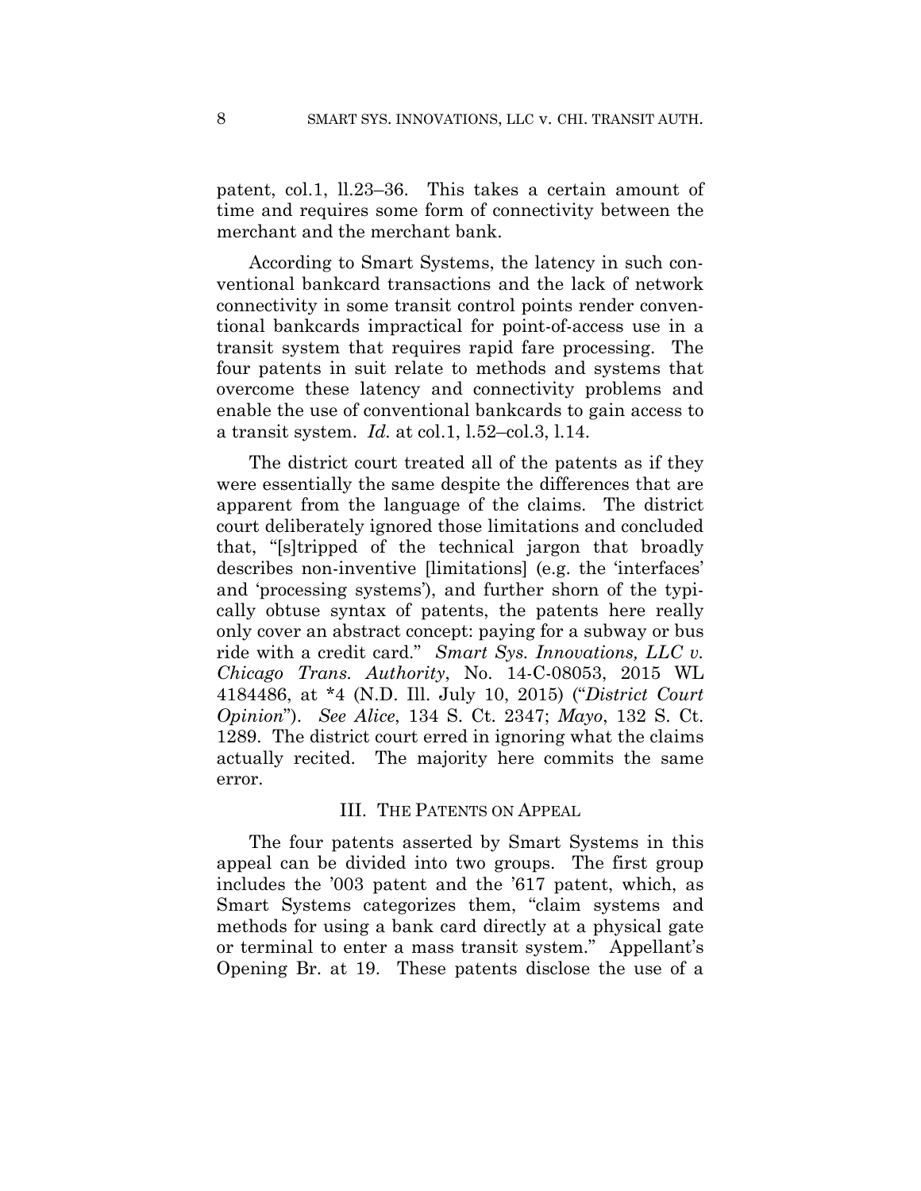patent, col.1, ll.23–36. This takes a certain amount of time and requires some form of connectivity between the merchant and the merchant bank.

According to Smart Systems, the latency in such conventional bankcard transactions and the lack of network connectivity in some transit control points render conventional bankcards impractical for point-of-access use in a transit system that requires rapid fare processing. The four patents in suit relate to methods and systems that overcome these latency and connectivity problems and enable the use of conventional bankcards to gain access to a transit system. *Id.* at col.1, l.52–col.3, l.14.

The district court treated all of the patents as if they were essentially the same despite the differences that are apparent from the language of the claims. The district court deliberately ignored those limitations and concluded that, "[s]tripped of the technical jargon that broadly describes non-inventive [limitations] (e.g. the 'interfaces' and 'processing systems'), and further shorn of the typically obtuse syntax of patents, the patents here really only cover an abstract concept: paying for a subway or bus ride with a credit card." *Smart Sys. Innovations, LLC v. Chicago Trans. Authority*, No. 14-C-08053, 2015 WL 4184486, at *4 (N.D. Ill. July 10, 2015) ("*District Court Opinion*"). *See Alice*, 134 S. Ct. 2347; *Mayo*, 132 S. Ct. 1289. The district court erred in ignoring what the claims actually recited. The majority here commits the same error.

## III. The Patents on Appeal

The four patents asserted by Smart Systems in this appeal can be divided into two groups. The first group includes the '003 patent and the '617 patent, which, as Smart Systems categorizes them, "claim systems and methods for using a bank card directly at a physical gate or terminal to enter a mass transit system." Appellant's Opening Br. at 19. These patents disclose the use of a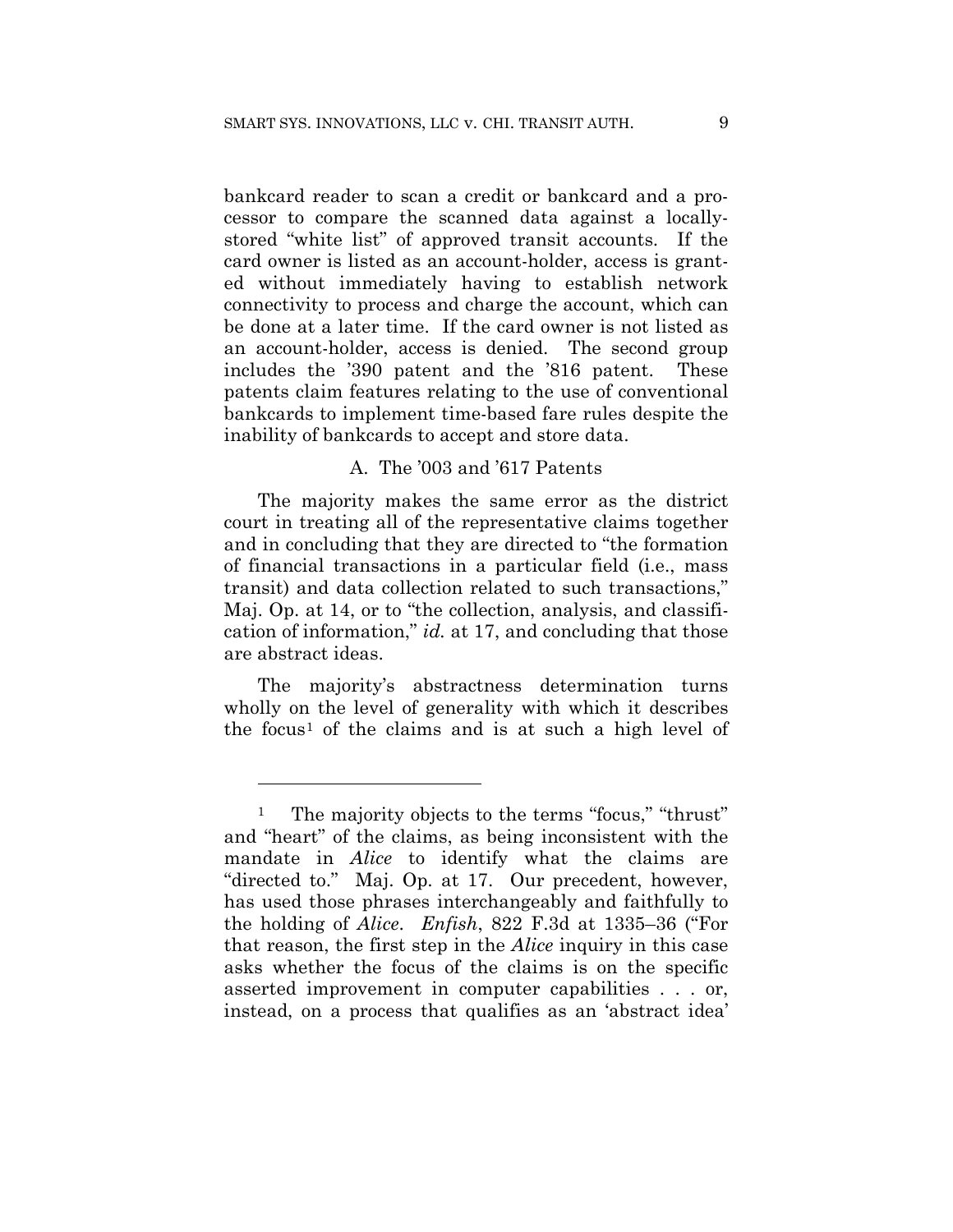bankcard reader to scan a credit or bankcard and a processor to compare the scanned data against a locally-stored "white list" of approved transit accounts. If the card owner is listed as an account-holder, access is granted without immediately having to establish network connectivity to process and charge the account, which can be done at a later time. If the card owner is not listed as an account-holder, access is denied. The second group includes the '390 patent and the '816 patent. These patents claim features relating to the use of conventional bankcards to implement time-based fare rules despite the inability of bankcards to accept and store data.

### A. The '003 and '617 Patents

The majority makes the same error as the district court in treating all of the representative claims together and in concluding that they are directed to "the formation of financial transactions in a particular field (i.e., mass transit) and data collection related to such transactions," Maj. Op. at 14, or to "the collection, analysis, and classification of information," *id.* at 17, and concluding that those are abstract ideas.

The majority's abstractness determination turns wholly on the level of generality with which it describes the focus[1] of the claims and is at such a high level of

---

[1] The majority objects to the terms "focus," "thrust" and "heart" of the claims, as being inconsistent with the mandate in *Alice* to identify what the claims are "directed to." Maj. Op. at 17. Our precedent, however, has used those phrases interchangeably and faithfully to the holding of *Alice*. *Enfish*, 822 F.3d at 1335–36 ("For that reason, the first step in the *Alice* inquiry in this case asks whether the focus of the claims is on the specific asserted improvement in computer capabilities . . . or, instead, on a process that qualifies as an 'abstract idea'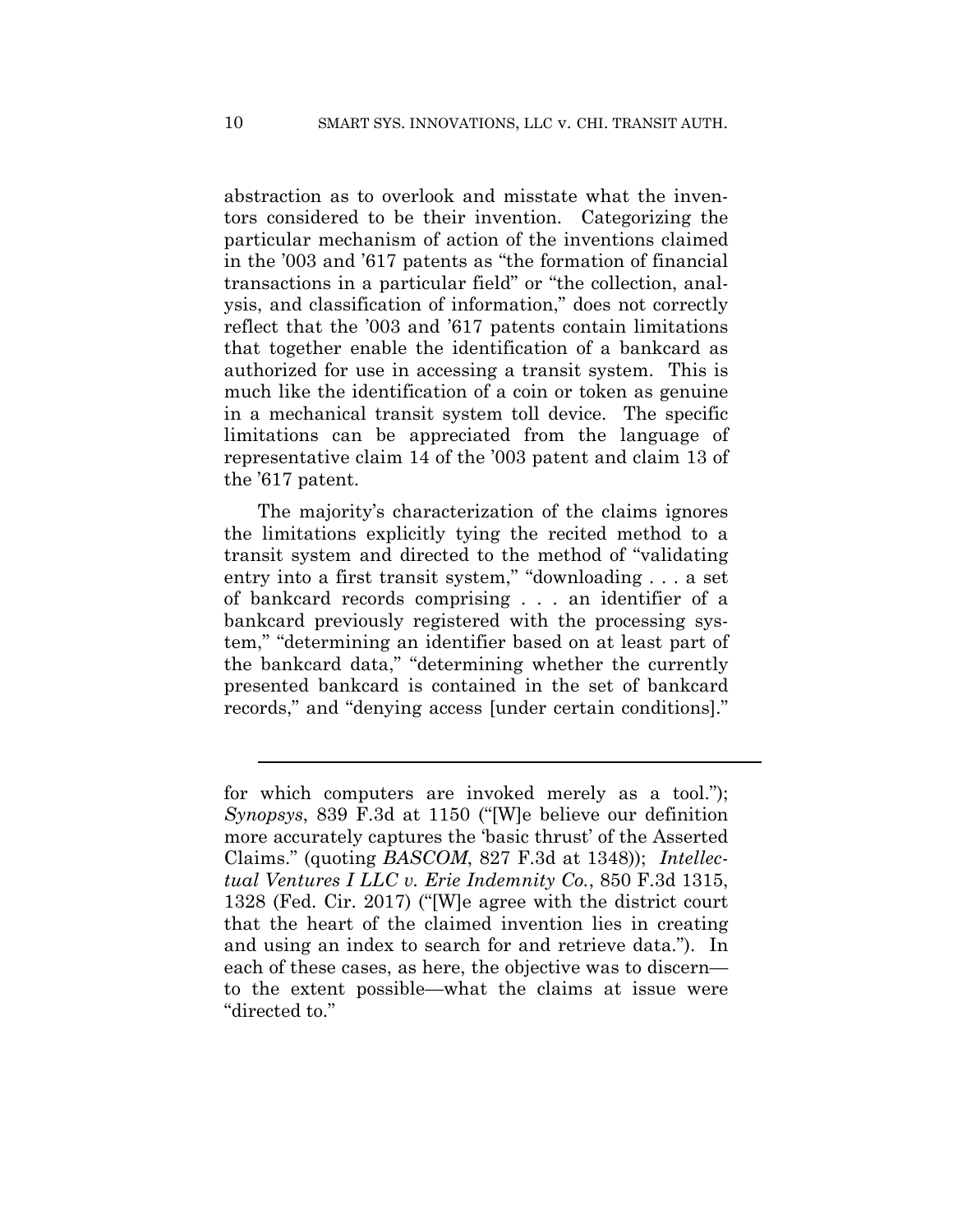abstraction as to overlook and misstate what the inventors considered to be their invention. Categorizing the particular mechanism of action of the inventions claimed in the '003 and '617 patents as "the formation of financial transactions in a particular field" or "the collection, analysis, and classification of information," does not correctly reflect that the '003 and '617 patents contain limitations that together enable the identification of a bankcard as authorized for use in accessing a transit system. This is much like the identification of a coin or token as genuine in a mechanical transit system toll device. The specific limitations can be appreciated from the language of representative claim 14 of the '003 patent and claim 13 of the '617 patent.

The majority's characterization of the claims ignores the limitations explicitly tying the recited method to a transit system and directed to the method of "validating entry into a first transit system," "downloading . . . a set of bankcard records comprising . . . an identifier of a bankcard previously registered with the processing system," "determining an identifier based on at least part of the bankcard data," "determining whether the currently presented bankcard is contained in the set of bankcard records," and "denying access [under certain conditions]."

---

for which computers are invoked merely as a tool."); *Synopsys*, 839 F.3d at 1150 ("[W]e believe our definition more accurately captures the 'basic thrust' of the Asserted Claims." (quoting *BASCOM*, 827 F.3d at 1348)); *Intellectual Ventures I LLC v. Erie Indemnity Co.*, 850 F.3d 1315, 1328 (Fed. Cir. 2017) ("[W]e agree with the district court that the heart of the claimed invention lies in creating and using an index to search for and retrieve data."). In each of these cases, as here, the objective was to discern—to the extent possible—what the claims at issue were "directed to."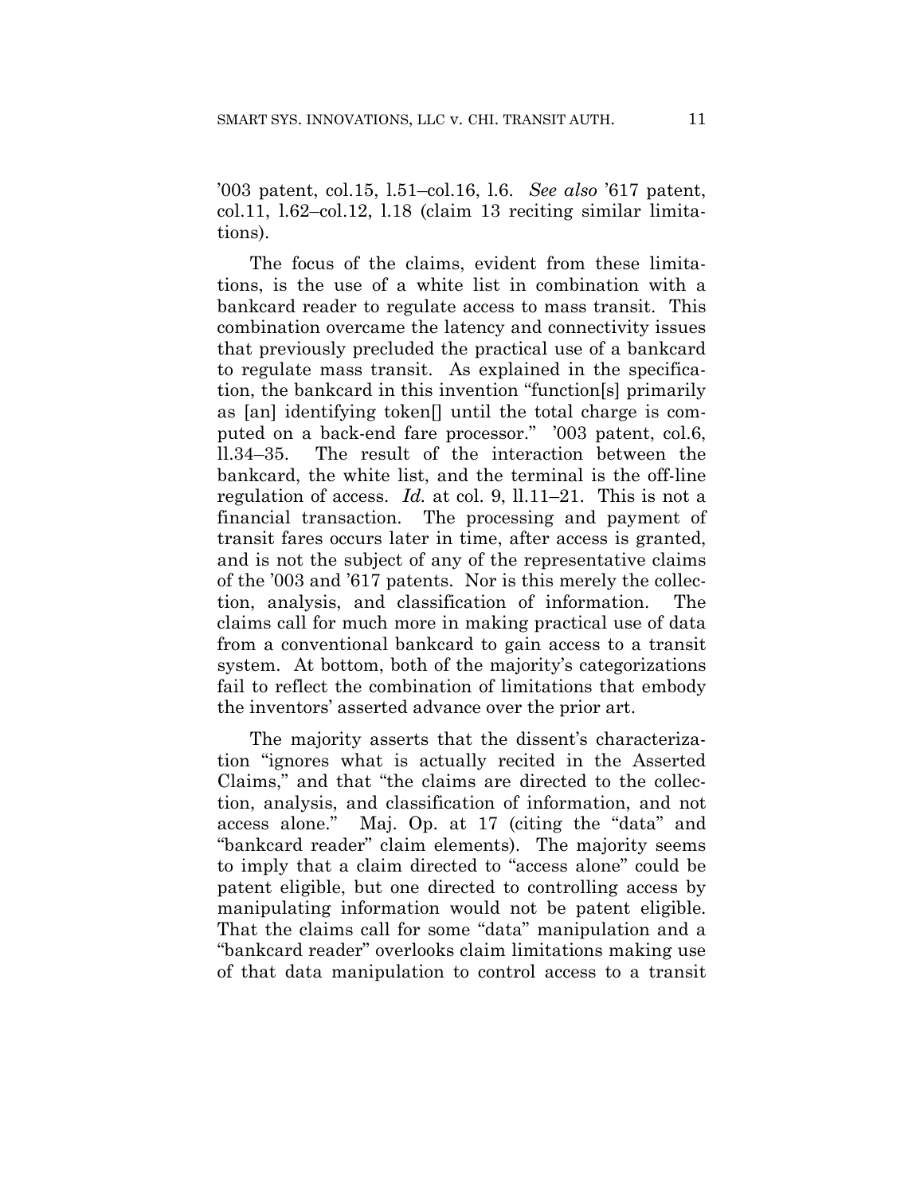'003 patent, col.15, l.51–col.16, l.6. *See also* '617 patent, col.11, l.62–col.12, l.18 (claim 13 reciting similar limitations).

The focus of the claims, evident from these limitations, is the use of a white list in combination with a bankcard reader to regulate access to mass transit. This combination overcame the latency and connectivity issues that previously precluded the practical use of a bankcard to regulate mass transit. As explained in the specification, the bankcard in this invention "function[s] primarily as [an] identifying token[] until the total charge is computed on a back-end fare processor." '003 patent, col.6, ll.34–35. The result of the interaction between the bankcard, the white list, and the terminal is the off-line regulation of access. *Id.* at col. 9, ll.11–21. This is not a financial transaction. The processing and payment of transit fares occurs later in time, after access is granted, and is not the subject of any of the representative claims of the '003 and '617 patents. Nor is this merely the collection, analysis, and classification of information. The claims call for much more in making practical use of data from a conventional bankcard to gain access to a transit system. At bottom, both of the majority's categorizations fail to reflect the combination of limitations that embody the inventors' asserted advance over the prior art.

The majority asserts that the dissent's characterization "ignores what is actually recited in the Asserted Claims," and that "the claims are directed to the collection, analysis, and classification of information, and not access alone." Maj. Op. at 17 (citing the "data" and "bankcard reader" claim elements). The majority seems to imply that a claim directed to "access alone" could be patent eligible, but one directed to controlling access by manipulating information would not be patent eligible. That the claims call for some "data" manipulation and a "bankcard reader" overlooks claim limitations making use of that data manipulation to control access to a transit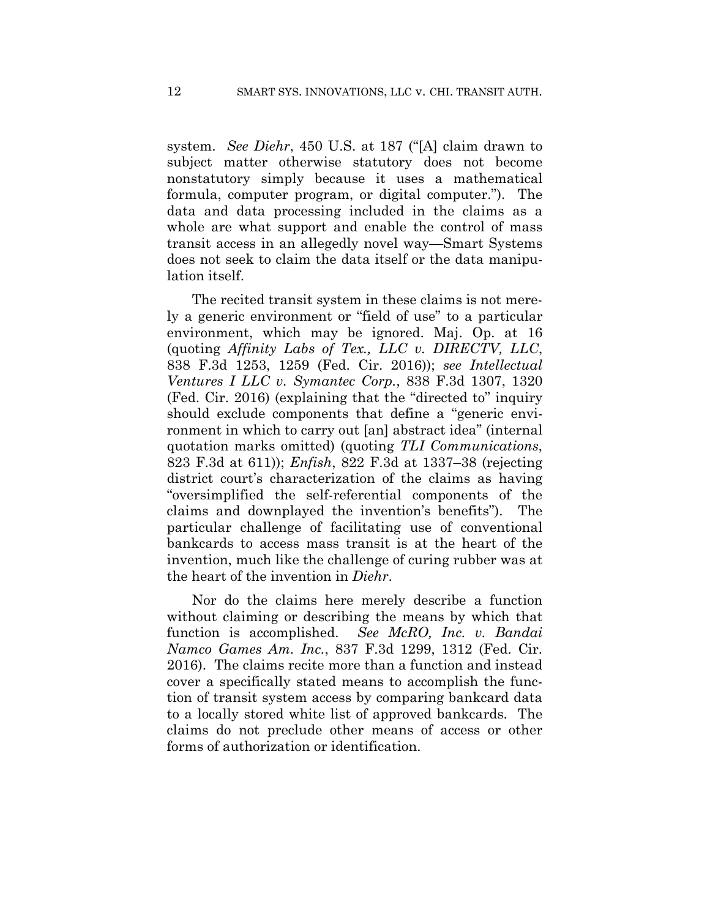system. *See Diehr*, 450 U.S. at 187 ("[A] claim drawn to subject matter otherwise statutory does not become nonstatutory simply because it uses a mathematical formula, computer program, or digital computer."). The data and data processing included in the claims as a whole are what support and enable the control of mass transit access in an allegedly novel way—Smart Systems does not seek to claim the data itself or the data manipulation itself.

The recited transit system in these claims is not merely a generic environment or "field of use" to a particular environment, which may be ignored. Maj. Op. at 16 (quoting *Affinity Labs of Tex., LLC v. DIRECTV, LLC*, 838 F.3d 1253, 1259 (Fed. Cir. 2016)); *see Intellectual Ventures I LLC v. Symantec Corp.*, 838 F.3d 1307, 1320 (Fed. Cir. 2016) (explaining that the "directed to" inquiry should exclude components that define a "generic environment in which to carry out [an] abstract idea" (internal quotation marks omitted) (quoting *TLI Communications*, 823 F.3d at 611)); *Enfish*, 822 F.3d at 1337–38 (rejecting district court's characterization of the claims as having "oversimplified the self-referential components of the claims and downplayed the invention's benefits"). The particular challenge of facilitating use of conventional bankcards to access mass transit is at the heart of the invention, much like the challenge of curing rubber was at the heart of the invention in *Diehr*.

Nor do the claims here merely describe a function without claiming or describing the means by which that function is accomplished. *See McRO, Inc. v. Bandai Namco Games Am. Inc.*, 837 F.3d 1299, 1312 (Fed. Cir. 2016). The claims recite more than a function and instead cover a specifically stated means to accomplish the function of transit system access by comparing bankcard data to a locally stored white list of approved bankcards. The claims do not preclude other means of access or other forms of authorization or identification.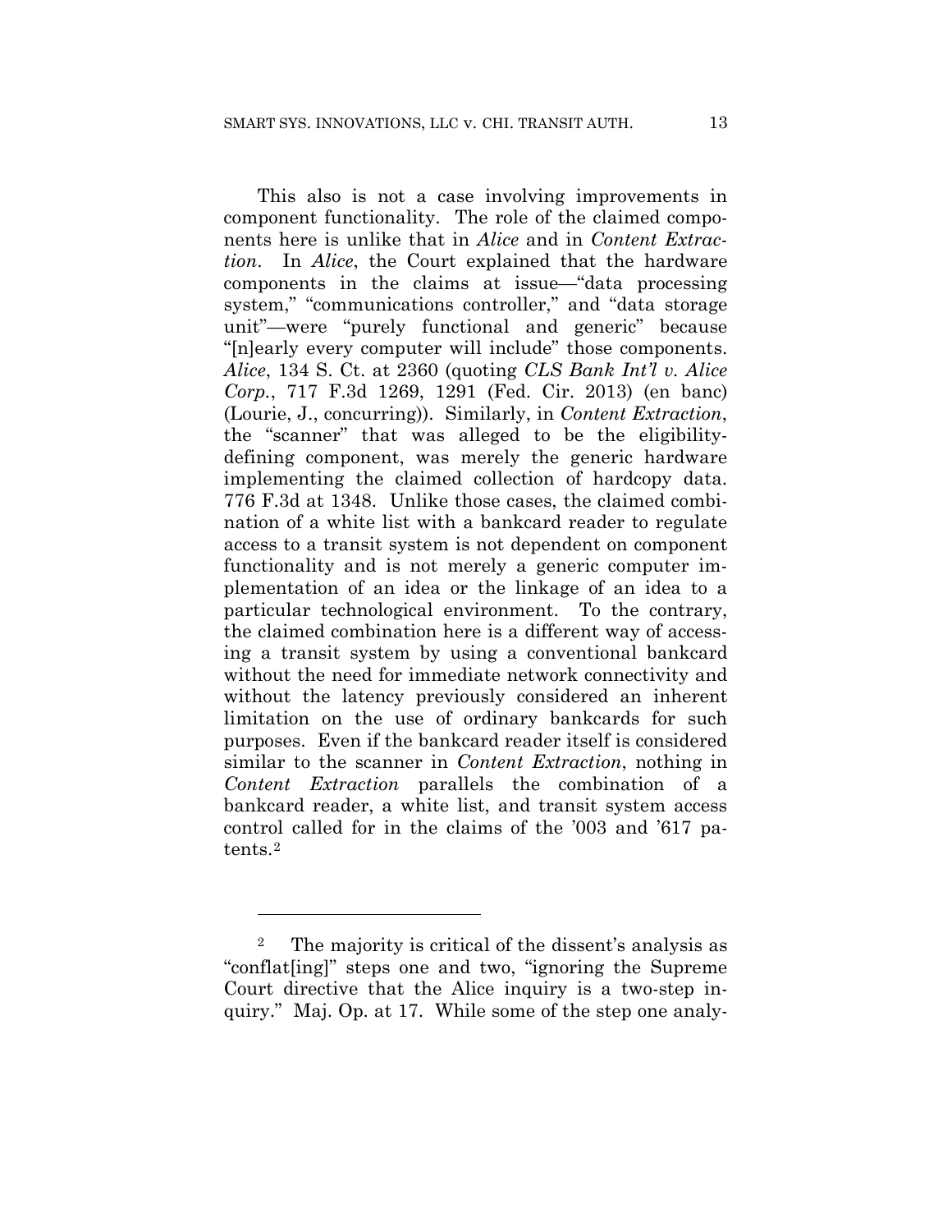This also is not a case involving improvements in component functionality. The role of the claimed components here is unlike that in *Alice* and in *Content Extraction*. In *Alice*, the Court explained that the hardware components in the claims at issue—"data processing system," "communications controller," and "data storage unit"—were "purely functional and generic" because "[n]early every computer will include" those components. *Alice*, 134 S. Ct. at 2360 (quoting *CLS Bank Int'l v. Alice Corp.*, 717 F.3d 1269, 1291 (Fed. Cir. 2013) (en banc) (Lourie, J., concurring)). Similarly, in *Content Extraction*, the "scanner" that was alleged to be the eligibility-defining component, was merely the generic hardware implementing the claimed collection of hardcopy data. 776 F.3d at 1348. Unlike those cases, the claimed combination of a white list with a bankcard reader to regulate access to a transit system is not dependent on component functionality and is not merely a generic computer implementation of an idea or the linkage of an idea to a particular technological environment. To the contrary, the claimed combination here is a different way of accessing a transit system by using a conventional bankcard without the need for immediate network connectivity and without the latency previously considered an inherent limitation on the use of ordinary bankcards for such purposes. Even if the bankcard reader itself is considered similar to the scanner in *Content Extraction*, nothing in *Content Extraction* parallels the combination of a bankcard reader, a white list, and transit system access control called for in the claims of the '003 and '617 patents.[2]

---

[2] The majority is critical of the dissent's analysis as "conflat[ing]" steps one and two, "ignoring the Supreme Court directive that the Alice inquiry is a two-step inquiry." Maj. Op. at 17. While some of the step one analy-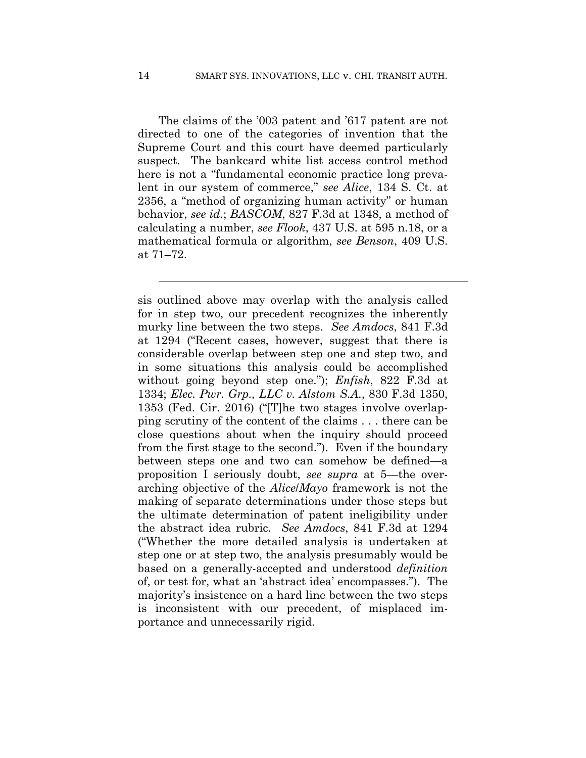The claims of the '003 patent and '617 patent are not directed to one of the categories of invention that the Supreme Court and this court have deemed particularly suspect. The bankcard white list access control method here is not a "fundamental economic practice long prevalent in our system of commerce," *see Alice*, 134 S. Ct. at 2356, a "method of organizing human activity" or human behavior, *see id.*; *BASCOM*, 827 F.3d at 1348, a method of calculating a number, *see Flook*, 437 U.S. at 595 n.18, or a mathematical formula or algorithm, *see Benson*, 409 U.S. at 71–72.

---

sis outlined above may overlap with the analysis called for in step two, our precedent recognizes the inherently murky line between the two steps. *See Amdocs*, 841 F.3d at 1294 ("Recent cases, however, suggest that there is considerable overlap between step one and step two, and in some situations this analysis could be accomplished without going beyond step one."); *Enfish*, 822 F.3d at 1334; *Elec. Pwr. Grp., LLC v. Alstom S.A.*, 830 F.3d 1350, 1353 (Fed. Cir. 2016) ("[T]he two stages involve overlapping scrutiny of the content of the claims . . . there can be close questions about when the inquiry should proceed from the first stage to the second."). Even if the boundary between steps one and two can somehow be defined—a proposition I seriously doubt, *see supra* at 5—the overarching objective of the *Alice*/*Mayo* framework is not the making of separate determinations under those steps but the ultimate determination of patent ineligibility under the abstract idea rubric. *See Amdocs*, 841 F.3d at 1294 ("Whether the more detailed analysis is undertaken at step one or at step two, the analysis presumably would be based on a generally-accepted and understood *definition* of, or test for, what an 'abstract idea' encompasses."). The majority's insistence on a hard line between the two steps is inconsistent with our precedent, of misplaced importance and unnecessarily rigid.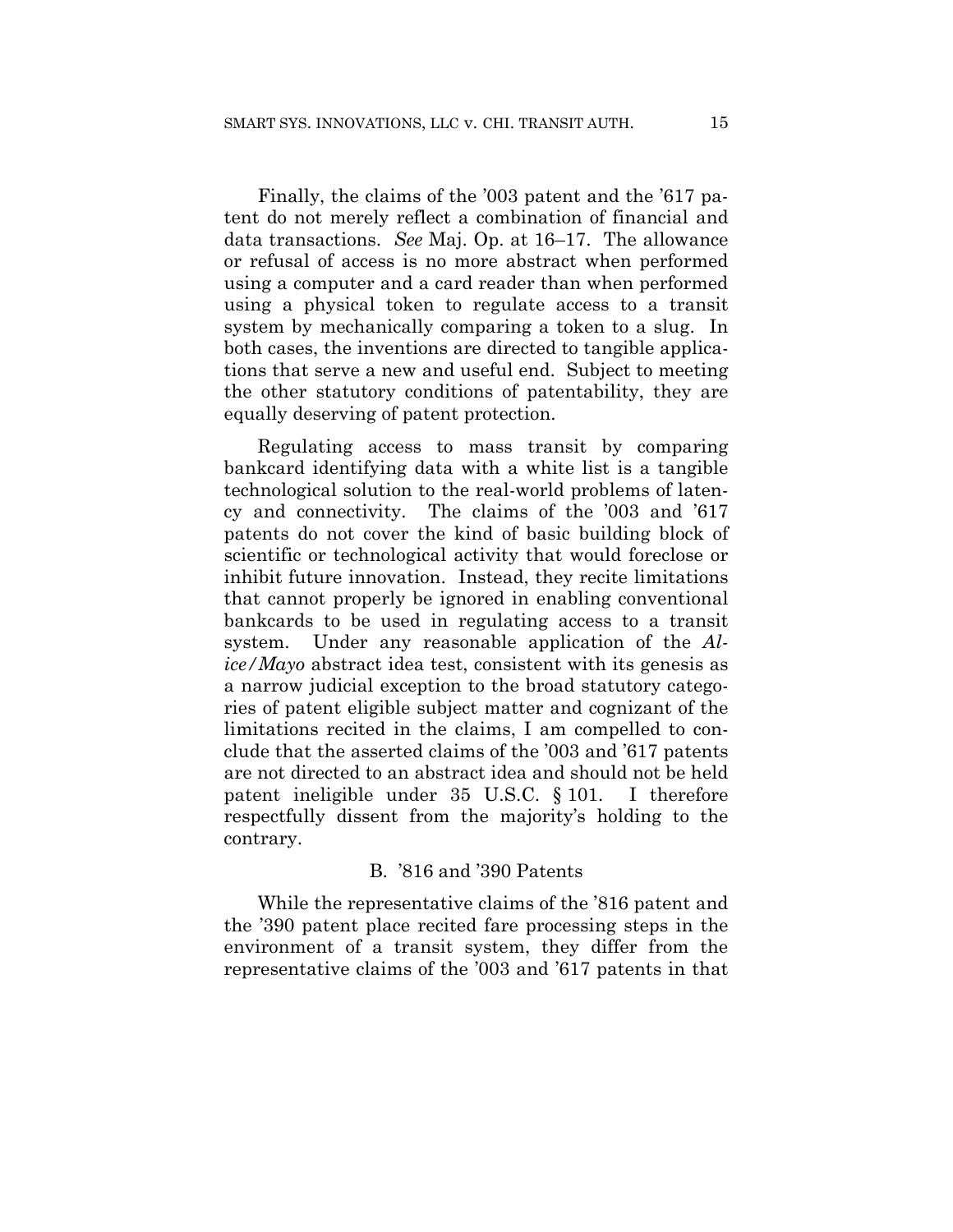Finally, the claims of the '003 patent and the '617 patent do not merely reflect a combination of financial and data transactions. *See* Maj. Op. at 16–17. The allowance or refusal of access is no more abstract when performed using a computer and a card reader than when performed using a physical token to regulate access to a transit system by mechanically comparing a token to a slug. In both cases, the inventions are directed to tangible applications that serve a new and useful end. Subject to meeting the other statutory conditions of patentability, they are equally deserving of patent protection.

Regulating access to mass transit by comparing bankcard identifying data with a white list is a tangible technological solution to the real-world problems of latency and connectivity. The claims of the '003 and '617 patents do not cover the kind of basic building block of scientific or technological activity that would foreclose or inhibit future innovation. Instead, they recite limitations that cannot properly be ignored in enabling conventional bankcards to be used in regulating access to a transit system. Under any reasonable application of the *Alice/Mayo* abstract idea test, consistent with its genesis as a narrow judicial exception to the broad statutory categories of patent eligible subject matter and cognizant of the limitations recited in the claims, I am compelled to conclude that the asserted claims of the '003 and '617 patents are not directed to an abstract idea and should not be held patent ineligible under 35 U.S.C. § 101. I therefore respectfully dissent from the majority's holding to the contrary.

### B. '816 and '390 Patents

While the representative claims of the '816 patent and the '390 patent place recited fare processing steps in the environment of a transit system, they differ from the representative claims of the '003 and '617 patents in that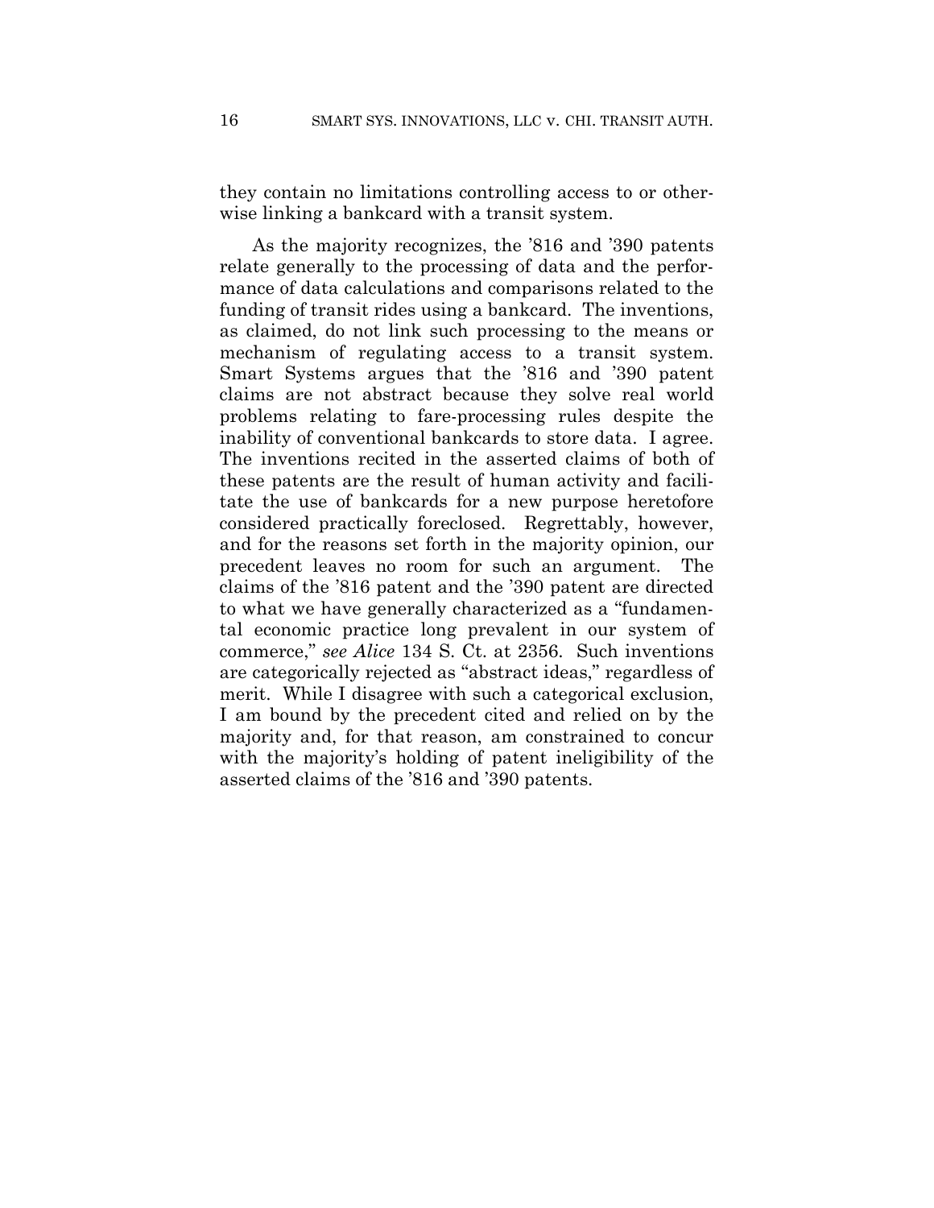they contain no limitations controlling access to or otherwise linking a bankcard with a transit system.

As the majority recognizes, the '816 and '390 patents relate generally to the processing of data and the performance of data calculations and comparisons related to the funding of transit rides using a bankcard. The inventions, as claimed, do not link such processing to the means or mechanism of regulating access to a transit system. Smart Systems argues that the '816 and '390 patent claims are not abstract because they solve real world problems relating to fare-processing rules despite the inability of conventional bankcards to store data. I agree. The inventions recited in the asserted claims of both of these patents are the result of human activity and facilitate the use of bankcards for a new purpose heretofore considered practically foreclosed. Regrettably, however, and for the reasons set forth in the majority opinion, our precedent leaves no room for such an argument. The claims of the '816 patent and the '390 patent are directed to what we have generally characterized as a "fundamental economic practice long prevalent in our system of commerce," *see Alice* 134 S. Ct. at 2356. Such inventions are categorically rejected as "abstract ideas," regardless of merit. While I disagree with such a categorical exclusion, I am bound by the precedent cited and relied on by the majority and, for that reason, am constrained to concur with the majority's holding of patent ineligibility of the asserted claims of the '816 and '390 patents.